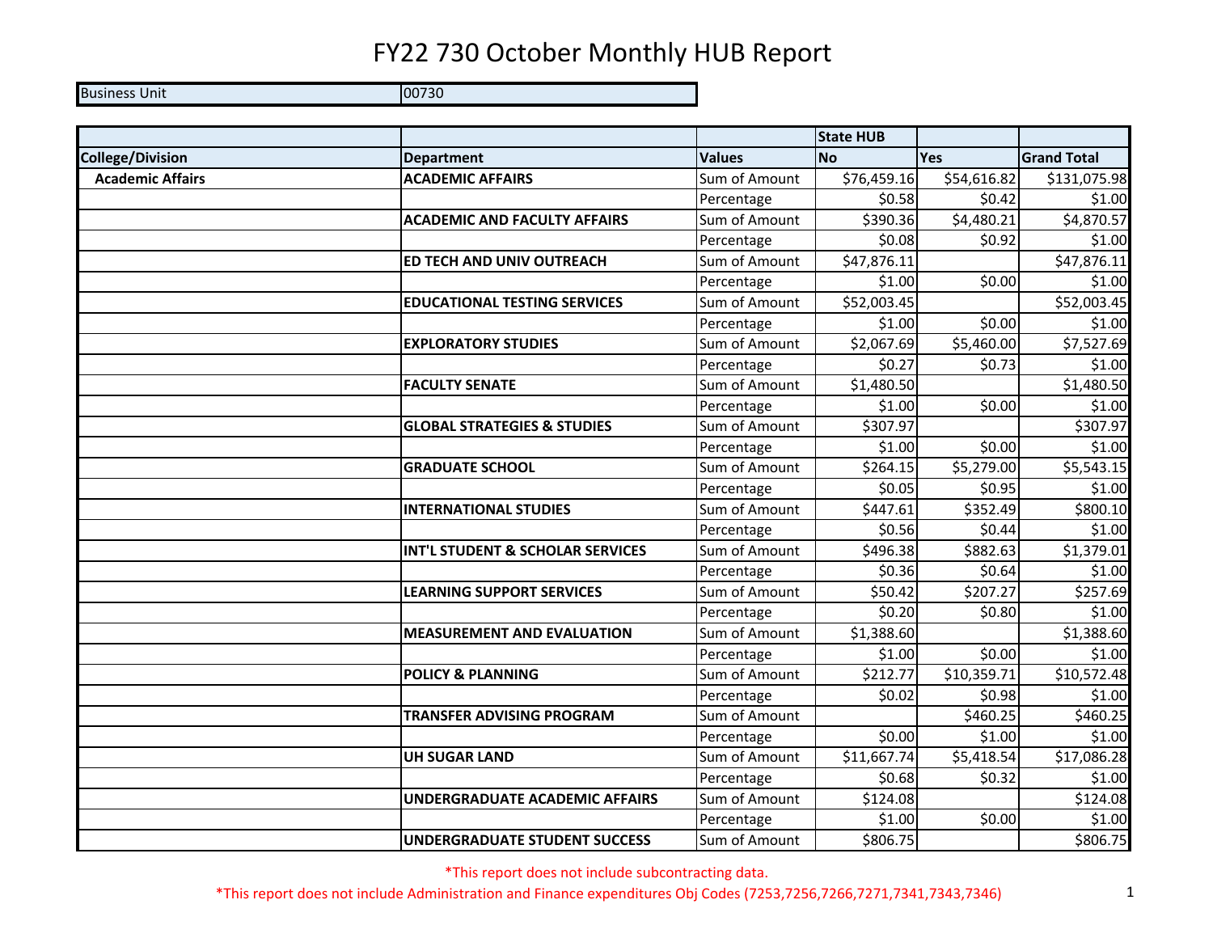# FY22 730 October Monthly HUB Report

| Business Unit | 00730 |
|---|---|

| | | | State HUB | | |
|---|---|---|---|---|---|
| **College/Division** | **Department** | **Values** | **No** | **Yes** | **Grand Total** |
| **Academic Affairs** | **ACADEMIC AFFAIRS** | Sum of Amount | $76,459.16 | $54,616.82 | $131,075.98 |
| | | Percentage | $0.58 | $0.42 | $1.00 |
| | **ACADEMIC AND FACULTY AFFAIRS** | Sum of Amount | $390.36 | $4,480.21 | $4,870.57 |
| | | Percentage | $0.08 | $0.92 | $1.00 |
| | **ED TECH AND UNIV OUTREACH** | Sum of Amount | $47,876.11 | | $47,876.11 |
| | | Percentage | $1.00 | $0.00 | $1.00 |
| | **EDUCATIONAL TESTING SERVICES** | Sum of Amount | $52,003.45 | | $52,003.45 |
| | | Percentage | $1.00 | $0.00 | $1.00 |
| | **EXPLORATORY STUDIES** | Sum of Amount | $2,067.69 | $5,460.00 | $7,527.69 |
| | | Percentage | $0.27 | $0.73 | $1.00 |
| | **FACULTY SENATE** | Sum of Amount | $1,480.50 | | $1,480.50 |
| | | Percentage | $1.00 | $0.00 | $1.00 |
| | **GLOBAL STRATEGIES & STUDIES** | Sum of Amount | $307.97 | | $307.97 |
| | | Percentage | $1.00 | $0.00 | $1.00 |
| | **GRADUATE SCHOOL** | Sum of Amount | $264.15 | $5,279.00 | $5,543.15 |
| | | Percentage | $0.05 | $0.95 | $1.00 |
| | **INTERNATIONAL STUDIES** | Sum of Amount | $447.61 | $352.49 | $800.10 |
| | | Percentage | $0.56 | $0.44 | $1.00 |
| | **INT'L STUDENT & SCHOLAR SERVICES** | Sum of Amount | $496.38 | $882.63 | $1,379.01 |
| | | Percentage | $0.36 | $0.64 | $1.00 |
| | **LEARNING SUPPORT SERVICES** | Sum of Amount | $50.42 | $207.27 | $257.69 |
| | | Percentage | $0.20 | $0.80 | $1.00 |
| | **MEASUREMENT AND EVALUATION** | Sum of Amount | $1,388.60 | | $1,388.60 |
| | | Percentage | $1.00 | $0.00 | $1.00 |
| | **POLICY & PLANNING** | Sum of Amount | $212.77 | $10,359.71 | $10,572.48 |
| | | Percentage | $0.02 | $0.98 | $1.00 |
| | **TRANSFER ADVISING PROGRAM** | Sum of Amount | | $460.25 | $460.25 |
| | | Percentage | $0.00 | $1.00 | $1.00 |
| | **UH SUGAR LAND** | Sum of Amount | $11,667.74 | $5,418.54 | $17,086.28 |
| | | Percentage | $0.68 | $0.32 | $1.00 |
| | **UNDERGRADUATE ACADEMIC AFFAIRS** | Sum of Amount | $124.08 | | $124.08 |
| | | Percentage | $1.00 | $0.00 | $1.00 |
| | **UNDERGRADUATE STUDENT SUCCESS** | Sum of Amount | $806.75 | | $806.75 |

*This report does not include subcontracting data.

*This report does not include Administration and Finance expenditures Obj Codes (7253,7256,7266,7271,7341,7343,7346)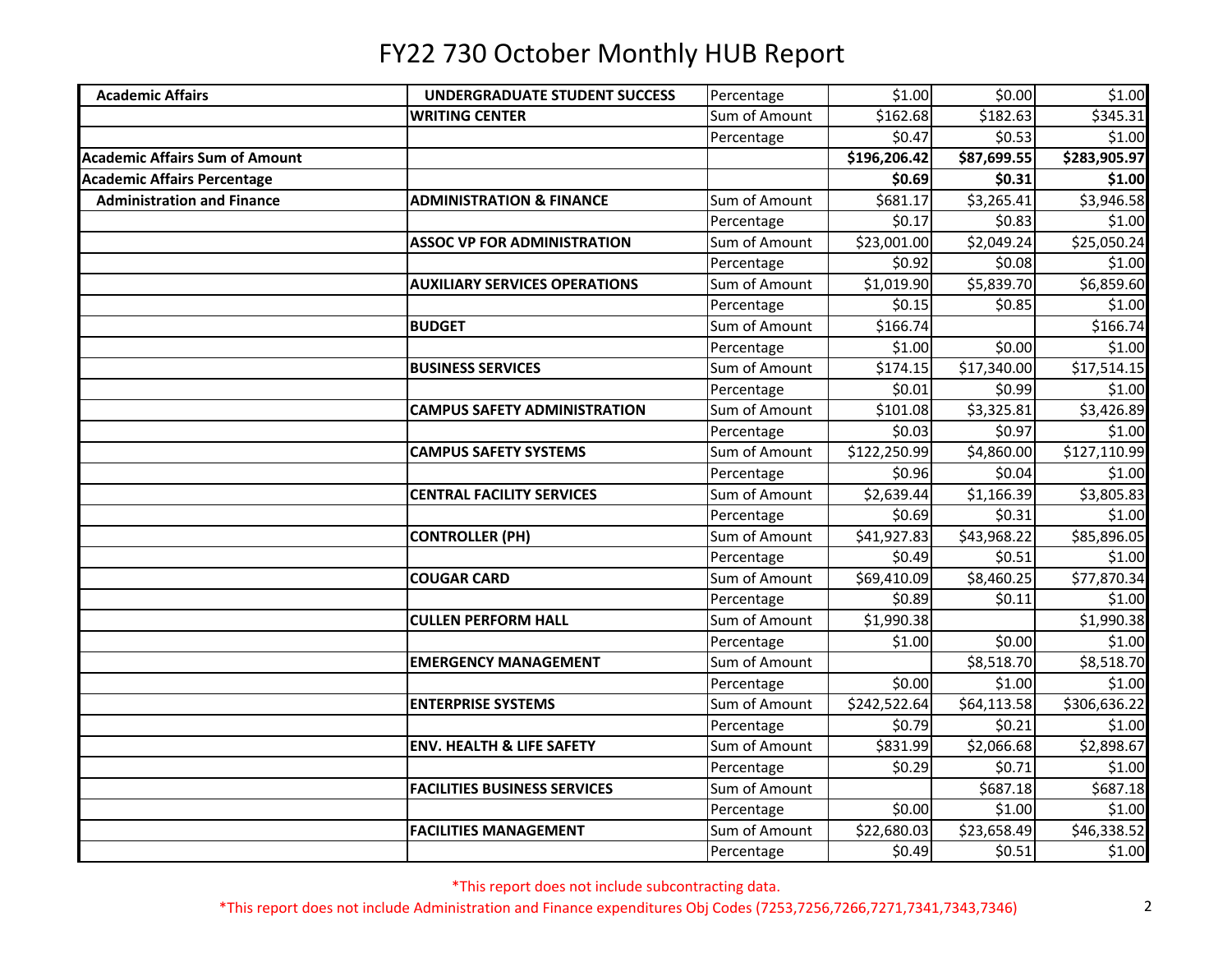# FY22 730 October Monthly HUB Report

| | | | | | |
|---|---|---|---|---|---|
| **Academic Affairs** | **UNDERGRADUATE STUDENT SUCCESS** | Percentage | $1.00 | $0.00 | $1.00 |
| | **WRITING CENTER** | Sum of Amount | $162.68 | $182.63 | $345.31 |
| | | Percentage | $0.47 | $0.53 | $1.00 |
| **Academic Affairs Sum of Amount** | | | **$196,206.42** | **$87,699.55** | **$283,905.97** |
| **Academic Affairs Percentage** | | | **$0.69** | **$0.31** | **$1.00** |
| **Administration and Finance** | **ADMINISTRATION & FINANCE** | Sum of Amount | $681.17 | $3,265.41 | $3,946.58 |
| | | Percentage | $0.17 | $0.83 | $1.00 |
| | **ASSOC VP FOR ADMINISTRATION** | Sum of Amount | $23,001.00 | $2,049.24 | $25,050.24 |
| | | Percentage | $0.92 | $0.08 | $1.00 |
| | **AUXILIARY SERVICES OPERATIONS** | Sum of Amount | $1,019.90 | $5,839.70 | $6,859.60 |
| | | Percentage | $0.15 | $0.85 | $1.00 |
| | **BUDGET** | Sum of Amount | $166.74 | | $166.74 |
| | | Percentage | $1.00 | $0.00 | $1.00 |
| | **BUSINESS SERVICES** | Sum of Amount | $174.15 | $17,340.00 | $17,514.15 |
| | | Percentage | $0.01 | $0.99 | $1.00 |
| | **CAMPUS SAFETY ADMINISTRATION** | Sum of Amount | $101.08 | $3,325.81 | $3,426.89 |
| | | Percentage | $0.03 | $0.97 | $1.00 |
| | **CAMPUS SAFETY SYSTEMS** | Sum of Amount | $122,250.99 | $4,860.00 | $127,110.99 |
| | | Percentage | $0.96 | $0.04 | $1.00 |
| | **CENTRAL FACILITY SERVICES** | Sum of Amount | $2,639.44 | $1,166.39 | $3,805.83 |
| | | Percentage | $0.69 | $0.31 | $1.00 |
| | **CONTROLLER (PH)** | Sum of Amount | $41,927.83 | $43,968.22 | $85,896.05 |
| | | Percentage | $0.49 | $0.51 | $1.00 |
| | **COUGAR CARD** | Sum of Amount | $69,410.09 | $8,460.25 | $77,870.34 |
| | | Percentage | $0.89 | $0.11 | $1.00 |
| | **CULLEN PERFORM HALL** | Sum of Amount | $1,990.38 | | $1,990.38 |
| | | Percentage | $1.00 | $0.00 | $1.00 |
| | **EMERGENCY MANAGEMENT** | Sum of Amount | | $8,518.70 | $8,518.70 |
| | | Percentage | $0.00 | $1.00 | $1.00 |
| | **ENTERPRISE SYSTEMS** | Sum of Amount | $242,522.64 | $64,113.58 | $306,636.22 |
| | | Percentage | $0.79 | $0.21 | $1.00 |
| | **ENV. HEALTH & LIFE SAFETY** | Sum of Amount | $831.99 | $2,066.68 | $2,898.67 |
| | | Percentage | $0.29 | $0.71 | $1.00 |
| | **FACILITIES BUSINESS SERVICES** | Sum of Amount | | $687.18 | $687.18 |
| | | Percentage | $0.00 | $1.00 | $1.00 |
| | **FACILITIES MANAGEMENT** | Sum of Amount | $22,680.03 | $23,658.49 | $46,338.52 |
| | | Percentage | $0.49 | $0.51 | $1.00 |

*This report does not include subcontracting data.

*This report does not include Administration and Finance expenditures Obj Codes (7253,7256,7266,7271,7341,7343,7346)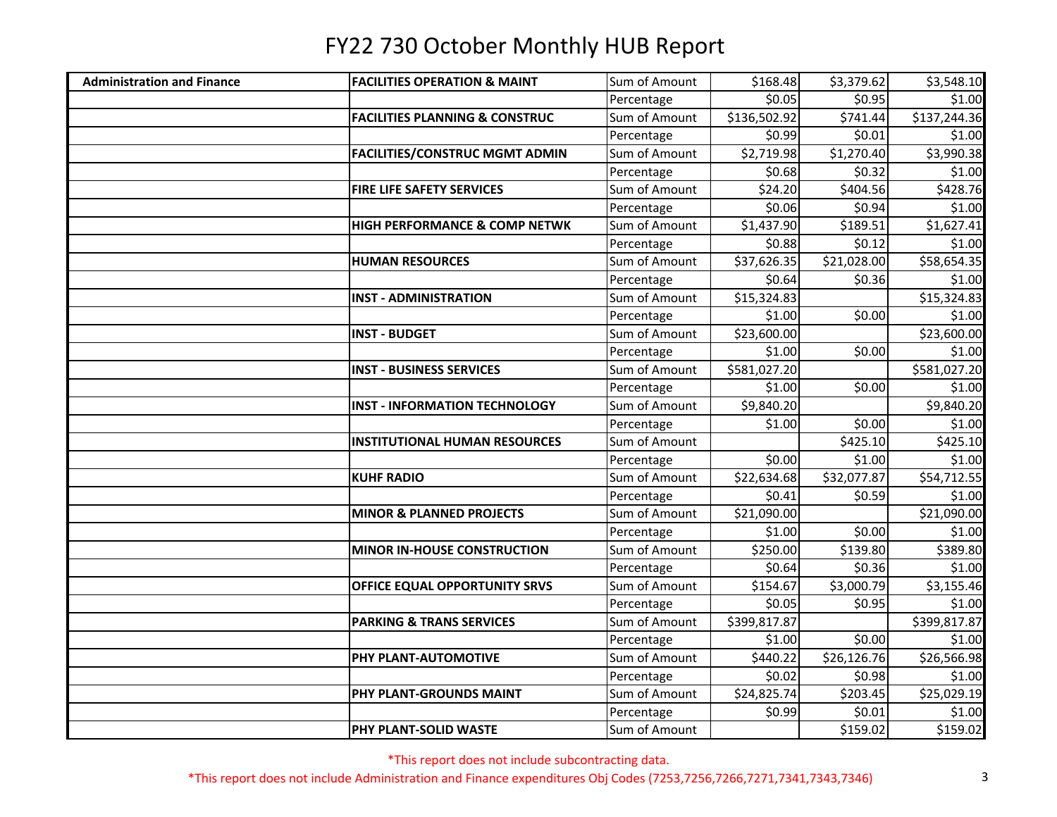# FY22 730 October Monthly HUB Report

| Administration and Finance | FACILITIES OPERATION & MAINT | Sum of Amount | $168.48 | $3,379.62 | $3,548.10 |
|---|---|---|---|---|---|
| | | Percentage | $0.05 | $0.95 | $1.00 |
| | FACILITIES PLANNING & CONSTRUC | Sum of Amount | $136,502.92 | $741.44 | $137,244.36 |
| | | Percentage | $0.99 | $0.01 | $1.00 |
| | FACILITIES/CONSTRUC MGMT ADMIN | Sum of Amount | $2,719.98 | $1,270.40 | $3,990.38 |
| | | Percentage | $0.68 | $0.32 | $1.00 |
| | FIRE LIFE SAFETY SERVICES | Sum of Amount | $24.20 | $404.56 | $428.76 |
| | | Percentage | $0.06 | $0.94 | $1.00 |
| | HIGH PERFORMANCE & COMP NETWK | Sum of Amount | $1,437.90 | $189.51 | $1,627.41 |
| | | Percentage | $0.88 | $0.12 | $1.00 |
| | HUMAN RESOURCES | Sum of Amount | $37,626.35 | $21,028.00 | $58,654.35 |
| | | Percentage | $0.64 | $0.36 | $1.00 |
| | INST - ADMINISTRATION | Sum of Amount | $15,324.83 | | $15,324.83 |
| | | Percentage | $1.00 | $0.00 | $1.00 |
| | INST - BUDGET | Sum of Amount | $23,600.00 | | $23,600.00 |
| | | Percentage | $1.00 | $0.00 | $1.00 |
| | INST - BUSINESS SERVICES | Sum of Amount | $581,027.20 | | $581,027.20 |
| | | Percentage | $1.00 | $0.00 | $1.00 |
| | INST - INFORMATION TECHNOLOGY | Sum of Amount | $9,840.20 | | $9,840.20 |
| | | Percentage | $1.00 | $0.00 | $1.00 |
| | INSTITUTIONAL HUMAN RESOURCES | Sum of Amount | | $425.10 | $425.10 |
| | | Percentage | $0.00 | $1.00 | $1.00 |
| | KUHF RADIO | Sum of Amount | $22,634.68 | $32,077.87 | $54,712.55 |
| | | Percentage | $0.41 | $0.59 | $1.00 |
| | MINOR & PLANNED PROJECTS | Sum of Amount | $21,090.00 | | $21,090.00 |
| | | Percentage | $1.00 | $0.00 | $1.00 |
| | MINOR IN-HOUSE CONSTRUCTION | Sum of Amount | $250.00 | $139.80 | $389.80 |
| | | Percentage | $0.64 | $0.36 | $1.00 |
| | OFFICE EQUAL OPPORTUNITY SRVS | Sum of Amount | $154.67 | $3,000.79 | $3,155.46 |
| | | Percentage | $0.05 | $0.95 | $1.00 |
| | PARKING & TRANS SERVICES | Sum of Amount | $399,817.87 | | $399,817.87 |
| | | Percentage | $1.00 | $0.00 | $1.00 |
| | PHY PLANT-AUTOMOTIVE | Sum of Amount | $440.22 | $26,126.76 | $26,566.98 |
| | | Percentage | $0.02 | $0.98 | $1.00 |
| | PHY PLANT-GROUNDS MAINT | Sum of Amount | $24,825.74 | $203.45 | $25,029.19 |
| | | Percentage | $0.99 | $0.01 | $1.00 |
| | PHY PLANT-SOLID WASTE | Sum of Amount | | $159.02 | $159.02 |

*This report does not include subcontracting data.

*This report does not include Administration and Finance expenditures Obj Codes (7253,7256,7266,7271,7341,7343,7346)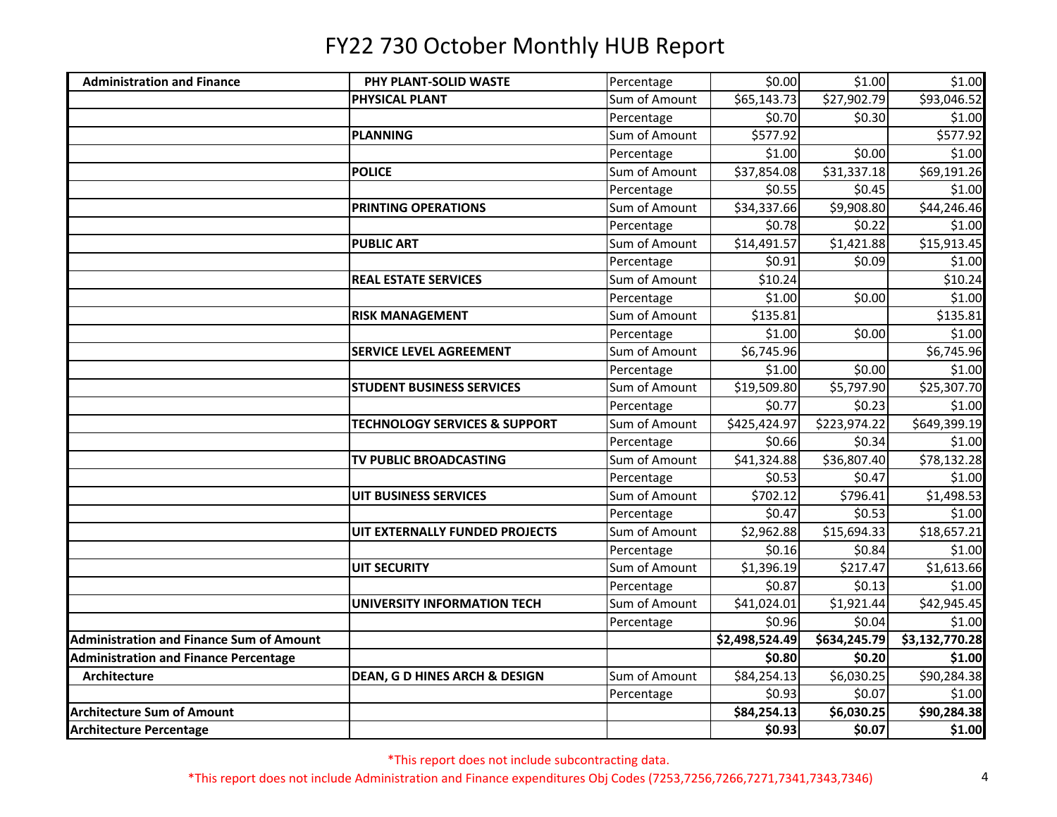# FY22 730 October Monthly HUB Report

| | | | | | |
|---|---|---|---|---|---|
| **Administration and Finance** | **PHY PLANT-SOLID WASTE** | Percentage | $0.00 | $1.00 | $1.00 |
| | **PHYSICAL PLANT** | Sum of Amount | $65,143.73 | $27,902.79 | $93,046.52 |
| | | Percentage | $0.70 | $0.30 | $1.00 |
| | **PLANNING** | Sum of Amount | $577.92 | | $577.92 |
| | | Percentage | $1.00 | $0.00 | $1.00 |
| | **POLICE** | Sum of Amount | $37,854.08 | $31,337.18 | $69,191.26 |
| | | Percentage | $0.55 | $0.45 | $1.00 |
| | **PRINTING OPERATIONS** | Sum of Amount | $34,337.66 | $9,908.80 | $44,246.46 |
| | | Percentage | $0.78 | $0.22 | $1.00 |
| | **PUBLIC ART** | Sum of Amount | $14,491.57 | $1,421.88 | $15,913.45 |
| | | Percentage | $0.91 | $0.09 | $1.00 |
| | **REAL ESTATE SERVICES** | Sum of Amount | $10.24 | | $10.24 |
| | | Percentage | $1.00 | $0.00 | $1.00 |
| | **RISK MANAGEMENT** | Sum of Amount | $135.81 | | $135.81 |
| | | Percentage | $1.00 | $0.00 | $1.00 |
| | **SERVICE LEVEL AGREEMENT** | Sum of Amount | $6,745.96 | | $6,745.96 |
| | | Percentage | $1.00 | $0.00 | $1.00 |
| | **STUDENT BUSINESS SERVICES** | Sum of Amount | $19,509.80 | $5,797.90 | $25,307.70 |
| | | Percentage | $0.77 | $0.23 | $1.00 |
| | **TECHNOLOGY SERVICES & SUPPORT** | Sum of Amount | $425,424.97 | $223,974.22 | $649,399.19 |
| | | Percentage | $0.66 | $0.34 | $1.00 |
| | **TV PUBLIC BROADCASTING** | Sum of Amount | $41,324.88 | $36,807.40 | $78,132.28 |
| | | Percentage | $0.53 | $0.47 | $1.00 |
| | **UIT BUSINESS SERVICES** | Sum of Amount | $702.12 | $796.41 | $1,498.53 |
| | | Percentage | $0.47 | $0.53 | $1.00 |
| | **UIT EXTERNALLY FUNDED PROJECTS** | Sum of Amount | $2,962.88 | $15,694.33 | $18,657.21 |
| | | Percentage | $0.16 | $0.84 | $1.00 |
| | **UIT SECURITY** | Sum of Amount | $1,396.19 | $217.47 | $1,613.66 |
| | | Percentage | $0.87 | $0.13 | $1.00 |
| | **UNIVERSITY INFORMATION TECH** | Sum of Amount | $41,024.01 | $1,921.44 | $42,945.45 |
| | | Percentage | $0.96 | $0.04 | $1.00 |
| **Administration and Finance Sum of Amount** | | | **$2,498,524.49** | **$634,245.79** | **$3,132,770.28** |
| **Administration and Finance Percentage** | | | **$0.80** | **$0.20** | **$1.00** |
| **Architecture** | **DEAN, G D HINES ARCH & DESIGN** | Sum of Amount | $84,254.13 | $6,030.25 | $90,284.38 |
| | | Percentage | $0.93 | $0.07 | $1.00 |
| **Architecture Sum of Amount** | | | **$84,254.13** | **$6,030.25** | **$90,284.38** |
| **Architecture Percentage** | | | **$0.93** | **$0.07** | **$1.00** |

*This report does not include subcontracting data.

*This report does not include Administration and Finance expenditures Obj Codes (7253,7256,7266,7271,7341,7343,7346)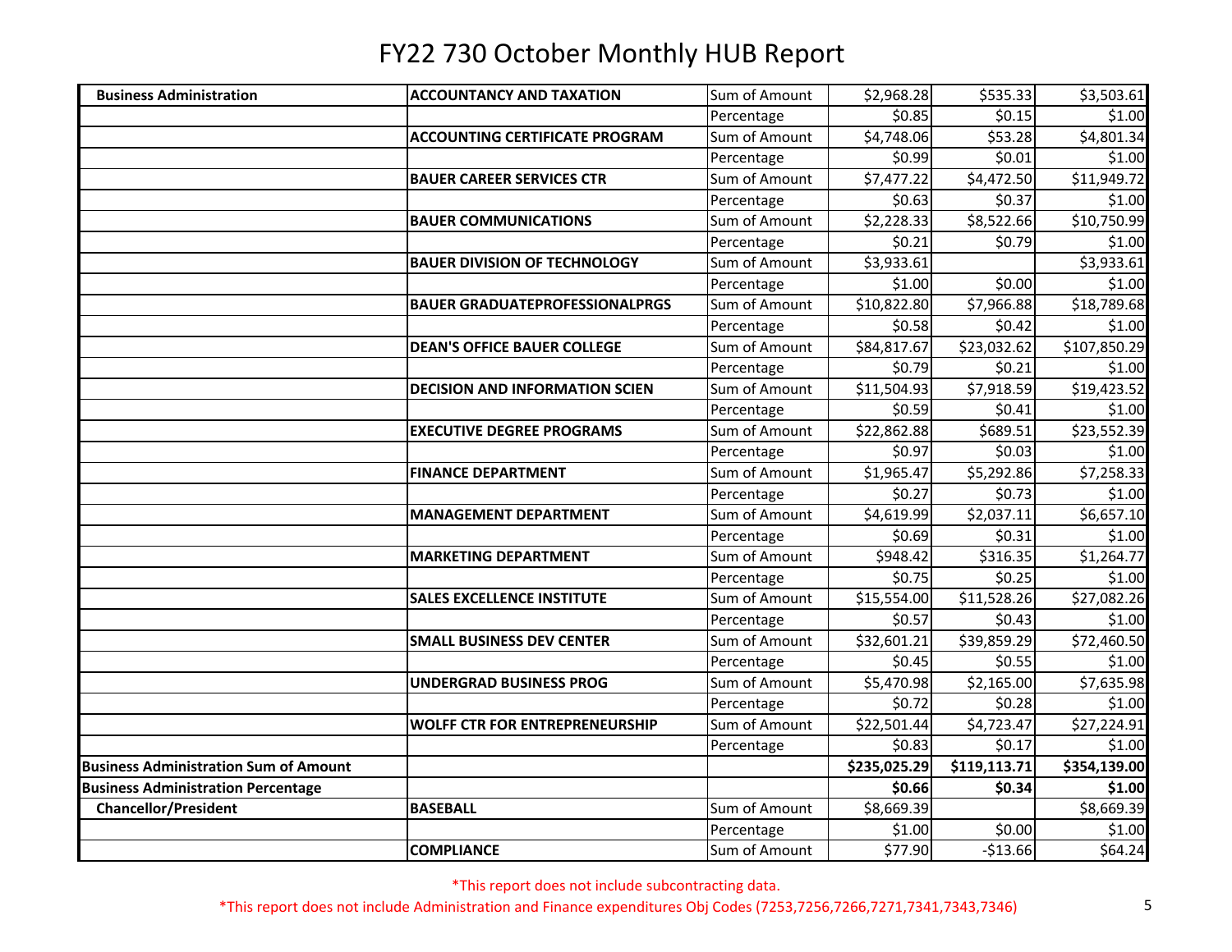# FY22 730 October Monthly HUB Report

| | | | | | |
|---|---|---|---|---|---|
| **Business Administration** | **ACCOUNTANCY AND TAXATION** | Sum of Amount | $2,968.28 | $535.33 | $3,503.61 |
| | | Percentage | $0.85 | $0.15 | $1.00 |
| | **ACCOUNTING CERTIFICATE PROGRAM** | Sum of Amount | $4,748.06 | $53.28 | $4,801.34 |
| | | Percentage | $0.99 | $0.01 | $1.00 |
| | **BAUER CAREER SERVICES CTR** | Sum of Amount | $7,477.22 | $4,472.50 | $11,949.72 |
| | | Percentage | $0.63 | $0.37 | $1.00 |
| | **BAUER COMMUNICATIONS** | Sum of Amount | $2,228.33 | $8,522.66 | $10,750.99 |
| | | Percentage | $0.21 | $0.79 | $1.00 |
| | **BAUER DIVISION OF TECHNOLOGY** | Sum of Amount | $3,933.61 | | $3,933.61 |
| | | Percentage | $1.00 | $0.00 | $1.00 |
| | **BAUER GRADUATEPROFESSIONALPRGS** | Sum of Amount | $10,822.80 | $7,966.88 | $18,789.68 |
| | | Percentage | $0.58 | $0.42 | $1.00 |
| | **DEAN'S OFFICE BAUER COLLEGE** | Sum of Amount | $84,817.67 | $23,032.62 | $107,850.29 |
| | | Percentage | $0.79 | $0.21 | $1.00 |
| | **DECISION AND INFORMATION SCIEN** | Sum of Amount | $11,504.93 | $7,918.59 | $19,423.52 |
| | | Percentage | $0.59 | $0.41 | $1.00 |
| | **EXECUTIVE DEGREE PROGRAMS** | Sum of Amount | $22,862.88 | $689.51 | $23,552.39 |
| | | Percentage | $0.97 | $0.03 | $1.00 |
| | **FINANCE DEPARTMENT** | Sum of Amount | $1,965.47 | $5,292.86 | $7,258.33 |
| | | Percentage | $0.27 | $0.73 | $1.00 |
| | **MANAGEMENT DEPARTMENT** | Sum of Amount | $4,619.99 | $2,037.11 | $6,657.10 |
| | | Percentage | $0.69 | $0.31 | $1.00 |
| | **MARKETING DEPARTMENT** | Sum of Amount | $948.42 | $316.35 | $1,264.77 |
| | | Percentage | $0.75 | $0.25 | $1.00 |
| | **SALES EXCELLENCE INSTITUTE** | Sum of Amount | $15,554.00 | $11,528.26 | $27,082.26 |
| | | Percentage | $0.57 | $0.43 | $1.00 |
| | **SMALL BUSINESS DEV CENTER** | Sum of Amount | $32,601.21 | $39,859.29 | $72,460.50 |
| | | Percentage | $0.45 | $0.55 | $1.00 |
| | **UNDERGRAD BUSINESS PROG** | Sum of Amount | $5,470.98 | $2,165.00 | $7,635.98 |
| | | Percentage | $0.72 | $0.28 | $1.00 |
| | **WOLFF CTR FOR ENTREPRENEURSHIP** | Sum of Amount | $22,501.44 | $4,723.47 | $27,224.91 |
| | | Percentage | $0.83 | $0.17 | $1.00 |
| **Business Administration Sum of Amount** | | | **$235,025.29** | **$119,113.71** | **$354,139.00** |
| **Business Administration Percentage** | | | **$0.66** | **$0.34** | **$1.00** |
| **Chancellor/President** | **BASEBALL** | Sum of Amount | $8,669.39 | | $8,669.39 |
| | | Percentage | $1.00 | $0.00 | $1.00 |
| | **COMPLIANCE** | Sum of Amount | $77.90 | -$13.66 | $64.24 |

*This report does not include subcontracting data.

*This report does not include Administration and Finance expenditures Obj Codes (7253,7256,7266,7271,7341,7343,7346)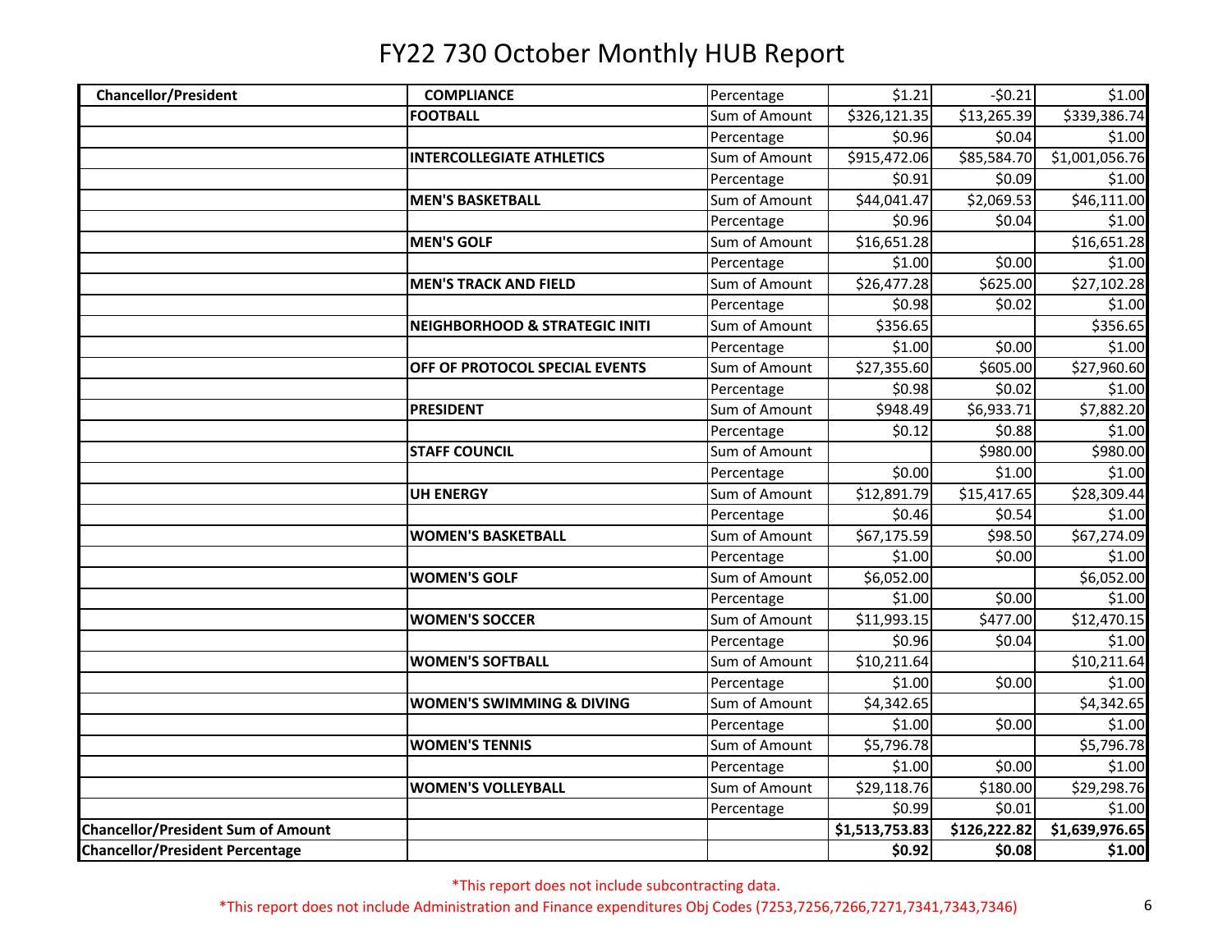# FY22 730 October Monthly HUB Report

| Chancellor/President | COMPLIANCE | Percentage | $1.21 | -$0.21 | $1.00 |
|---|---|---|---|---|---|
| | **FOOTBALL** | Sum of Amount | $326,121.35 | $13,265.39 | $339,386.74 |
| | | Percentage | $0.96 | $0.04 | $1.00 |
| | **INTERCOLLEGIATE ATHLETICS** | Sum of Amount | $915,472.06 | $85,584.70 | $1,001,056.76 |
| | | Percentage | $0.91 | $0.09 | $1.00 |
| | **MEN'S BASKETBALL** | Sum of Amount | $44,041.47 | $2,069.53 | $46,111.00 |
| | | Percentage | $0.96 | $0.04 | $1.00 |
| | **MEN'S GOLF** | Sum of Amount | $16,651.28 | | $16,651.28 |
| | | Percentage | $1.00 | $0.00 | $1.00 |
| | **MEN'S TRACK AND FIELD** | Sum of Amount | $26,477.28 | $625.00 | $27,102.28 |
| | | Percentage | $0.98 | $0.02 | $1.00 |
| | **NEIGHBORHOOD & STRATEGIC INITI** | Sum of Amount | $356.65 | | $356.65 |
| | | Percentage | $1.00 | $0.00 | $1.00 |
| | **OFF OF PROTOCOL SPECIAL EVENTS** | Sum of Amount | $27,355.60 | $605.00 | $27,960.60 |
| | | Percentage | $0.98 | $0.02 | $1.00 |
| | **PRESIDENT** | Sum of Amount | $948.49 | $6,933.71 | $7,882.20 |
| | | Percentage | $0.12 | $0.88 | $1.00 |
| | **STAFF COUNCIL** | Sum of Amount | | $980.00 | $980.00 |
| | | Percentage | $0.00 | $1.00 | $1.00 |
| | **UH ENERGY** | Sum of Amount | $12,891.79 | $15,417.65 | $28,309.44 |
| | | Percentage | $0.46 | $0.54 | $1.00 |
| | **WOMEN'S BASKETBALL** | Sum of Amount | $67,175.59 | $98.50 | $67,274.09 |
| | | Percentage | $1.00 | $0.00 | $1.00 |
| | **WOMEN'S GOLF** | Sum of Amount | $6,052.00 | | $6,052.00 |
| | | Percentage | $1.00 | $0.00 | $1.00 |
| | **WOMEN'S SOCCER** | Sum of Amount | $11,993.15 | $477.00 | $12,470.15 |
| | | Percentage | $0.96 | $0.04 | $1.00 |
| | **WOMEN'S SOFTBALL** | Sum of Amount | $10,211.64 | | $10,211.64 |
| | | Percentage | $1.00 | $0.00 | $1.00 |
| | **WOMEN'S SWIMMING & DIVING** | Sum of Amount | $4,342.65 | | $4,342.65 |
| | | Percentage | $1.00 | $0.00 | $1.00 |
| | **WOMEN'S TENNIS** | Sum of Amount | $5,796.78 | | $5,796.78 |
| | | Percentage | $1.00 | $0.00 | $1.00 |
| | **WOMEN'S VOLLEYBALL** | Sum of Amount | $29,118.76 | $180.00 | $29,298.76 |
| | | Percentage | $0.99 | $0.01 | $1.00 |
| **Chancellor/President Sum of Amount** | | | **$1,513,753.83** | **$126,222.82** | **$1,639,976.65** |
| **Chancellor/President Percentage** | | | **$0.92** | **$0.08** | **$1.00** |

*This report does not include subcontracting data.

*This report does not include Administration and Finance expenditures Obj Codes (7253,7256,7266,7271,7341,7343,7346)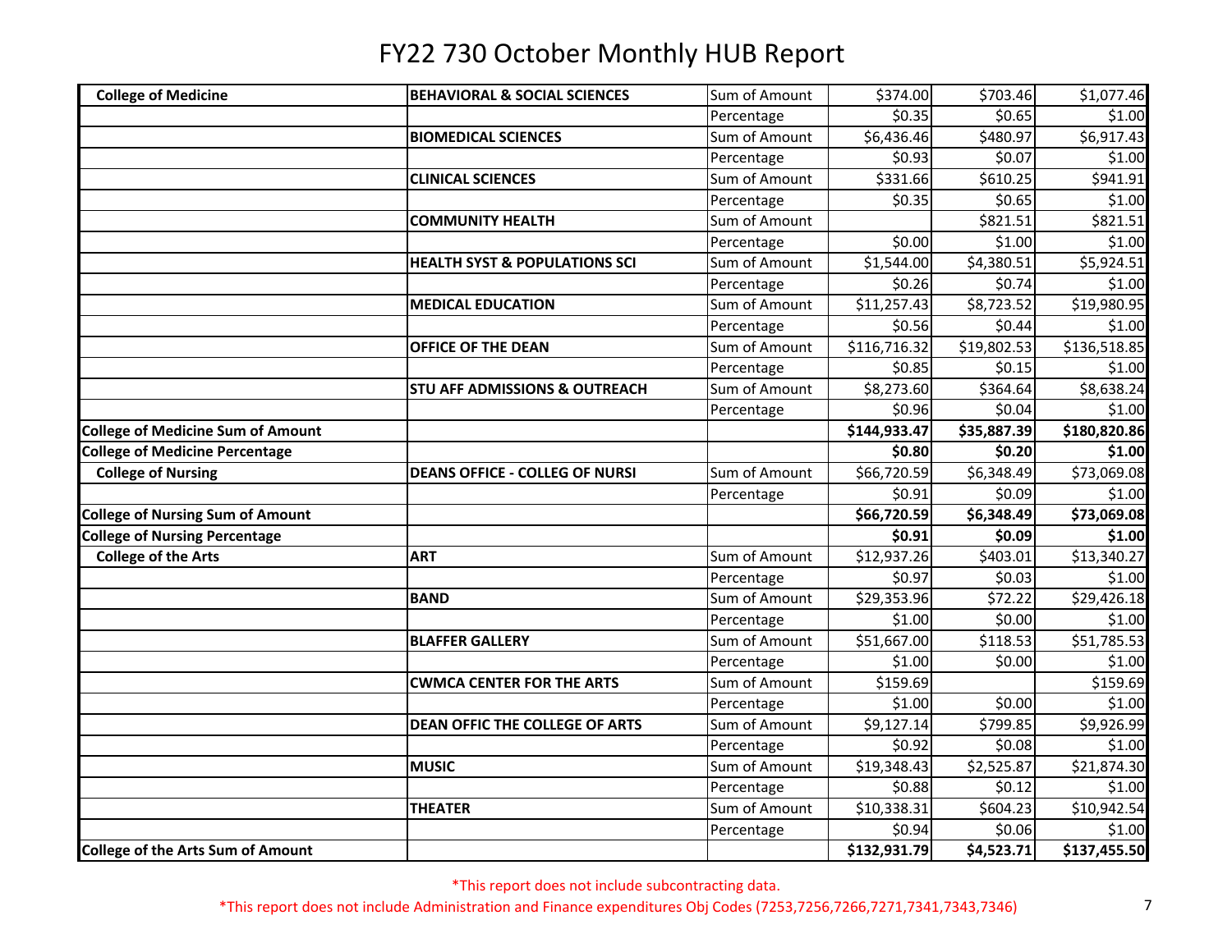# FY22 730 October Monthly HUB Report

| | | | | | |
|---|---|---|---|---|---|
| **College of Medicine** | **BEHAVIORAL & SOCIAL SCIENCES** | Sum of Amount | $374.00 | $703.46 | $1,077.46 |
| | | Percentage | $0.35 | $0.65 | $1.00 |
| | **BIOMEDICAL SCIENCES** | Sum of Amount | $6,436.46 | $480.97 | $6,917.43 |
| | | Percentage | $0.93 | $0.07 | $1.00 |
| | **CLINICAL SCIENCES** | Sum of Amount | $331.66 | $610.25 | $941.91 |
| | | Percentage | $0.35 | $0.65 | $1.00 |
| | **COMMUNITY HEALTH** | Sum of Amount | | $821.51 | $821.51 |
| | | Percentage | $0.00 | $1.00 | $1.00 |
| | **HEALTH SYST & POPULATIONS SCI** | Sum of Amount | $1,544.00 | $4,380.51 | $5,924.51 |
| | | Percentage | $0.26 | $0.74 | $1.00 |
| | **MEDICAL EDUCATION** | Sum of Amount | $11,257.43 | $8,723.52 | $19,980.95 |
| | | Percentage | $0.56 | $0.44 | $1.00 |
| | **OFFICE OF THE DEAN** | Sum of Amount | $116,716.32 | $19,802.53 | $136,518.85 |
| | | Percentage | $0.85 | $0.15 | $1.00 |
| | **STU AFF ADMISSIONS & OUTREACH** | Sum of Amount | $8,273.60 | $364.64 | $8,638.24 |
| | | Percentage | $0.96 | $0.04 | $1.00 |
| **College of Medicine Sum of Amount** | | | **$144,933.47** | **$35,887.39** | **$180,820.86** |
| **College of Medicine Percentage** | | | **$0.80** | **$0.20** | **$1.00** |
| **College of Nursing** | **DEANS OFFICE - COLLEG OF NURSI** | Sum of Amount | $66,720.59 | $6,348.49 | $73,069.08 |
| | | Percentage | $0.91 | $0.09 | $1.00 |
| **College of Nursing Sum of Amount** | | | **$66,720.59** | **$6,348.49** | **$73,069.08** |
| **College of Nursing Percentage** | | | **$0.91** | **$0.09** | **$1.00** |
| **College of the Arts** | **ART** | Sum of Amount | $12,937.26 | $403.01 | $13,340.27 |
| | | Percentage | $0.97 | $0.03 | $1.00 |
| | **BAND** | Sum of Amount | $29,353.96 | $72.22 | $29,426.18 |
| | | Percentage | $1.00 | $0.00 | $1.00 |
| | **BLAFFER GALLERY** | Sum of Amount | $51,667.00 | $118.53 | $51,785.53 |
| | | Percentage | $1.00 | $0.00 | $1.00 |
| | **CWMCA CENTER FOR THE ARTS** | Sum of Amount | $159.69 | | $159.69 |
| | | Percentage | $1.00 | $0.00 | $1.00 |
| | **DEAN OFFIC THE COLLEGE OF ARTS** | Sum of Amount | $9,127.14 | $799.85 | $9,926.99 |
| | | Percentage | $0.92 | $0.08 | $1.00 |
| | **MUSIC** | Sum of Amount | $19,348.43 | $2,525.87 | $21,874.30 |
| | | Percentage | $0.88 | $0.12 | $1.00 |
| | **THEATER** | Sum of Amount | $10,338.31 | $604.23 | $10,942.54 |
| | | Percentage | $0.94 | $0.06 | $1.00 |
| **College of the Arts Sum of Amount** | | | **$132,931.79** | **$4,523.71** | **$137,455.50** |

*This report does not include subcontracting data.

*This report does not include Administration and Finance expenditures Obj Codes (7253,7256,7266,7271,7341,7343,7346)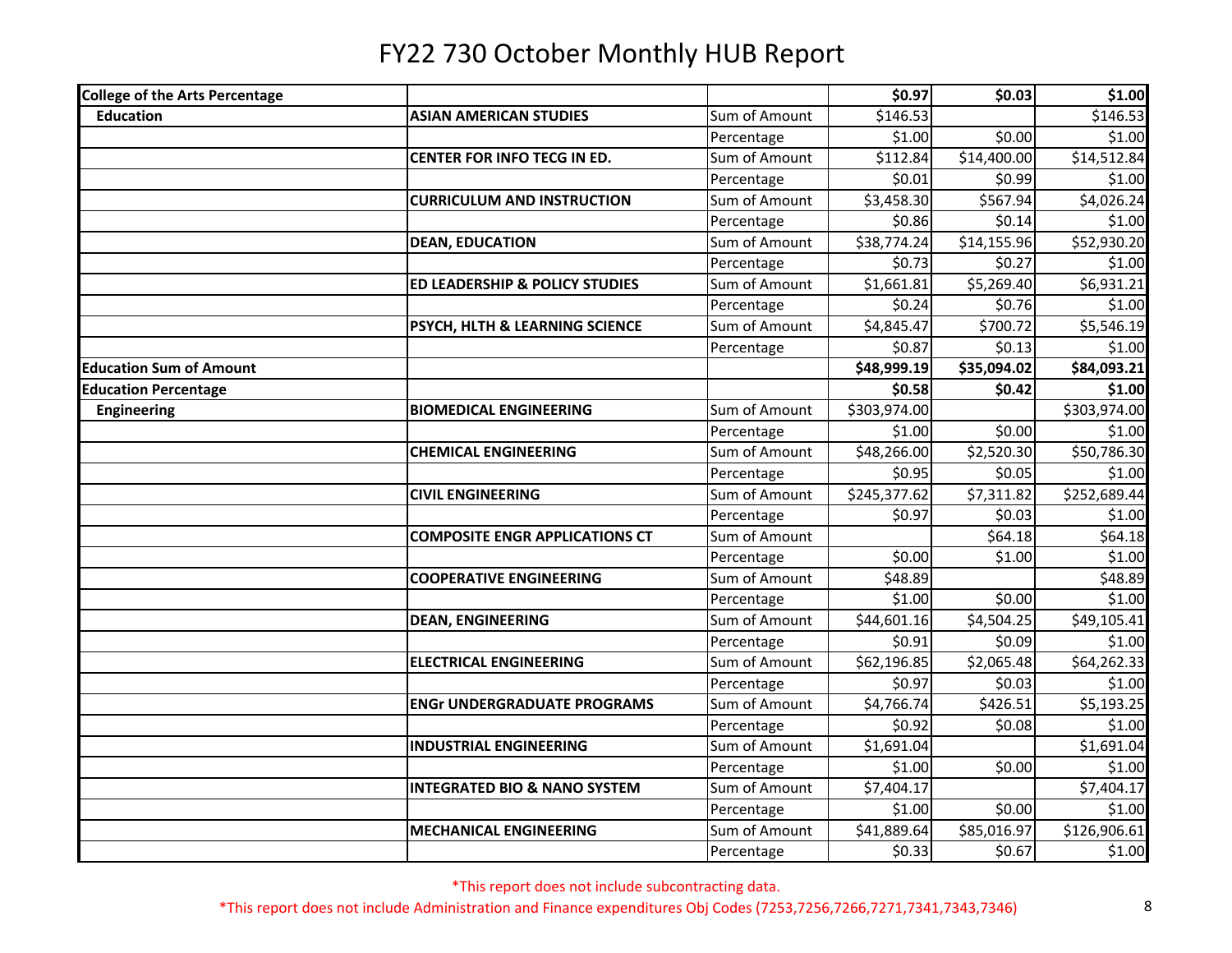# FY22 730 October Monthly HUB Report

| | | | | | |
|---|---|---|---|---|---|
| **College of the Arts Percentage** | | | **$0.97** | **$0.03** | **$1.00** |
| **Education** | **ASIAN AMERICAN STUDIES** | Sum of Amount | $146.53 | | $146.53 |
| | | Percentage | $1.00 | $0.00 | $1.00 |
| | **CENTER FOR INFO TECG IN ED.** | Sum of Amount | $112.84 | $14,400.00 | $14,512.84 |
| | | Percentage | $0.01 | $0.99 | $1.00 |
| | **CURRICULUM AND INSTRUCTION** | Sum of Amount | $3,458.30 | $567.94 | $4,026.24 |
| | | Percentage | $0.86 | $0.14 | $1.00 |
| | **DEAN, EDUCATION** | Sum of Amount | $38,774.24 | $14,155.96 | $52,930.20 |
| | | Percentage | $0.73 | $0.27 | $1.00 |
| | **ED LEADERSHIP & POLICY STUDIES** | Sum of Amount | $1,661.81 | $5,269.40 | $6,931.21 |
| | | Percentage | $0.24 | $0.76 | $1.00 |
| | **PSYCH, HLTH & LEARNING SCIENCE** | Sum of Amount | $4,845.47 | $700.72 | $5,546.19 |
| | | Percentage | $0.87 | $0.13 | $1.00 |
| **Education Sum of Amount** | | | **$48,999.19** | **$35,094.02** | **$84,093.21** |
| **Education Percentage** | | | **$0.58** | **$0.42** | **$1.00** |
| **Engineering** | **BIOMEDICAL ENGINEERING** | Sum of Amount | $303,974.00 | | $303,974.00 |
| | | Percentage | $1.00 | $0.00 | $1.00 |
| | **CHEMICAL ENGINEERING** | Sum of Amount | $48,266.00 | $2,520.30 | $50,786.30 |
| | | Percentage | $0.95 | $0.05 | $1.00 |
| | **CIVIL ENGINEERING** | Sum of Amount | $245,377.62 | $7,311.82 | $252,689.44 |
| | | Percentage | $0.97 | $0.03 | $1.00 |
| | **COMPOSITE ENGR APPLICATIONS CT** | Sum of Amount | | $64.18 | $64.18 |
| | | Percentage | $0.00 | $1.00 | $1.00 |
| | **COOPERATIVE ENGINEERING** | Sum of Amount | $48.89 | | $48.89 |
| | | Percentage | $1.00 | $0.00 | $1.00 |
| | **DEAN, ENGINEERING** | Sum of Amount | $44,601.16 | $4,504.25 | $49,105.41 |
| | | Percentage | $0.91 | $0.09 | $1.00 |
| | **ELECTRICAL ENGINEERING** | Sum of Amount | $62,196.85 | $2,065.48 | $64,262.33 |
| | | Percentage | $0.97 | $0.03 | $1.00 |
| | **ENGr UNDERGRADUATE PROGRAMS** | Sum of Amount | $4,766.74 | $426.51 | $5,193.25 |
| | | Percentage | $0.92 | $0.08 | $1.00 |
| | **INDUSTRIAL ENGINEERING** | Sum of Amount | $1,691.04 | | $1,691.04 |
| | | Percentage | $1.00 | $0.00 | $1.00 |
| | **INTEGRATED BIO & NANO SYSTEM** | Sum of Amount | $7,404.17 | | $7,404.17 |
| | | Percentage | $1.00 | $0.00 | $1.00 |
| | **MECHANICAL ENGINEERING** | Sum of Amount | $41,889.64 | $85,016.97 | $126,906.61 |
| | | Percentage | $0.33 | $0.67 | $1.00 |

*This report does not include subcontracting data.

*This report does not include Administration and Finance expenditures Obj Codes (7253,7256,7266,7271,7341,7343,7346)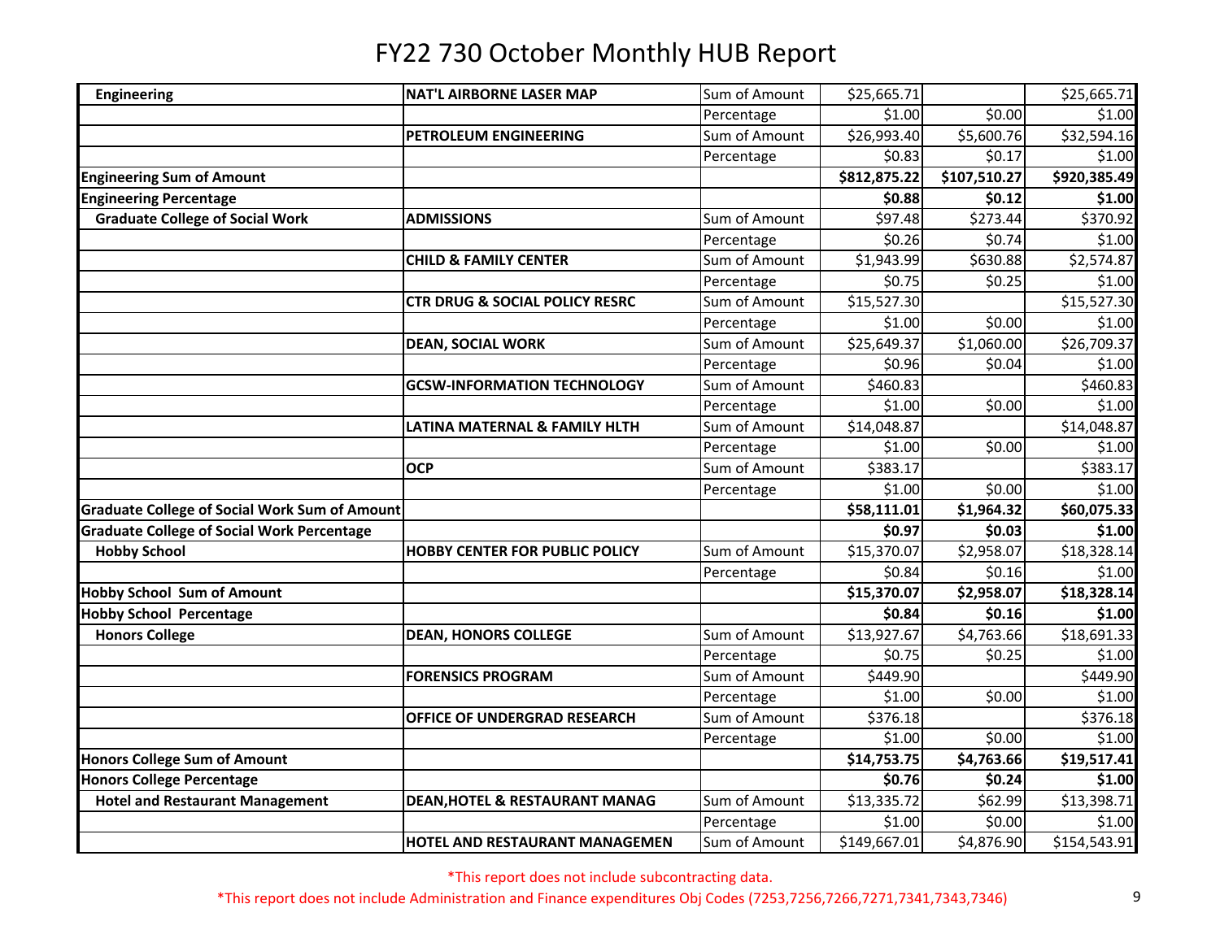# FY22 730 October Monthly HUB Report

| | | | | | |
|---|---|---|---|---|---|
| **Engineering** | **NAT'L AIRBORNE LASER MAP** | Sum of Amount | $25,665.71 | | $25,665.71 |
| | | Percentage | $1.00 | $0.00 | $1.00 |
| | **PETROLEUM ENGINEERING** | Sum of Amount | $26,993.40 | $5,600.76 | $32,594.16 |
| | | Percentage | $0.83 | $0.17 | $1.00 |
| **Engineering Sum of Amount** | | | **$812,875.22** | **$107,510.27** | **$920,385.49** |
| **Engineering Percentage** | | | **$0.88** | **$0.12** | **$1.00** |
| **Graduate College of Social Work** | **ADMISSIONS** | Sum of Amount | $97.48 | $273.44 | $370.92 |
| | | Percentage | $0.26 | $0.74 | $1.00 |
| | **CHILD & FAMILY CENTER** | Sum of Amount | $1,943.99 | $630.88 | $2,574.87 |
| | | Percentage | $0.75 | $0.25 | $1.00 |
| | **CTR DRUG & SOCIAL POLICY RESRC** | Sum of Amount | $15,527.30 | | $15,527.30 |
| | | Percentage | $1.00 | $0.00 | $1.00 |
| | **DEAN, SOCIAL WORK** | Sum of Amount | $25,649.37 | $1,060.00 | $26,709.37 |
| | | Percentage | $0.96 | $0.04 | $1.00 |
| | **GCSW-INFORMATION TECHNOLOGY** | Sum of Amount | $460.83 | | $460.83 |
| | | Percentage | $1.00 | $0.00 | $1.00 |
| | **LATINA MATERNAL & FAMILY HLTH** | Sum of Amount | $14,048.87 | | $14,048.87 |
| | | Percentage | $1.00 | $0.00 | $1.00 |
| | **OCP** | Sum of Amount | $383.17 | | $383.17 |
| | | Percentage | $1.00 | $0.00 | $1.00 |
| **Graduate College of Social Work Sum of Amount** | | | **$58,111.01** | **$1,964.32** | **$60,075.33** |
| **Graduate College of Social Work Percentage** | | | **$0.97** | **$0.03** | **$1.00** |
| **Hobby School** | **HOBBY CENTER FOR PUBLIC POLICY** | Sum of Amount | $15,370.07 | $2,958.07 | $18,328.14 |
| | | Percentage | $0.84 | $0.16 | $1.00 |
| **Hobby School Sum of Amount** | | | **$15,370.07** | **$2,958.07** | **$18,328.14** |
| **Hobby School Percentage** | | | **$0.84** | **$0.16** | **$1.00** |
| **Honors College** | **DEAN, HONORS COLLEGE** | Sum of Amount | $13,927.67 | $4,763.66 | $18,691.33 |
| | | Percentage | $0.75 | $0.25 | $1.00 |
| | **FORENSICS PROGRAM** | Sum of Amount | $449.90 | | $449.90 |
| | | Percentage | $1.00 | $0.00 | $1.00 |
| | **OFFICE OF UNDERGRAD RESEARCH** | Sum of Amount | $376.18 | | $376.18 |
| | | Percentage | $1.00 | $0.00 | $1.00 |
| **Honors College Sum of Amount** | | | **$14,753.75** | **$4,763.66** | **$19,517.41** |
| **Honors College Percentage** | | | **$0.76** | **$0.24** | **$1.00** |
| **Hotel and Restaurant Management** | **DEAN,HOTEL & RESTAURANT MANAG** | Sum of Amount | $13,335.72 | $62.99 | $13,398.71 |
| | | Percentage | $1.00 | $0.00 | $1.00 |
| | **HOTEL AND RESTAURANT MANAGEMEN** | Sum of Amount | $149,667.01 | $4,876.90 | $154,543.91 |

*This report does not include subcontracting data.

*This report does not include Administration and Finance expenditures Obj Codes (7253,7256,7266,7271,7341,7343,7346)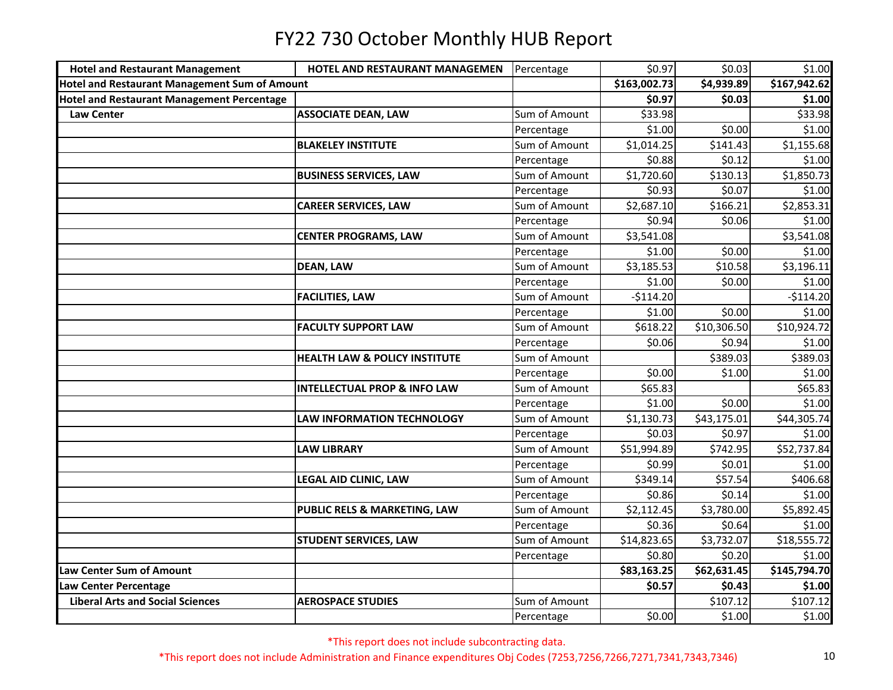# FY22 730 October Monthly HUB Report

| | | | | | |
|---|---|---|---|---|---|
| **Hotel and Restaurant Management** | **HOTEL AND RESTAURANT MANAGEMEN** | Percentage | $0.97 | $0.03 | $1.00 |
| **Hotel and Restaurant Management Sum of Amount** | | | **$163,002.73** | **$4,939.89** | **$167,942.62** |
| **Hotel and Restaurant Management Percentage** | | | **$0.97** | **$0.03** | **$1.00** |
| **Law Center** | **ASSOCIATE DEAN, LAW** | Sum of Amount | $33.98 | | $33.98 |
| | | Percentage | $1.00 | $0.00 | $1.00 |
| | **BLAKELEY INSTITUTE** | Sum of Amount | $1,014.25 | $141.43 | $1,155.68 |
| | | Percentage | $0.88 | $0.12 | $1.00 |
| | **BUSINESS SERVICES, LAW** | Sum of Amount | $1,720.60 | $130.13 | $1,850.73 |
| | | Percentage | $0.93 | $0.07 | $1.00 |
| | **CAREER SERVICES, LAW** | Sum of Amount | $2,687.10 | $166.21 | $2,853.31 |
| | | Percentage | $0.94 | $0.06 | $1.00 |
| | **CENTER PROGRAMS, LAW** | Sum of Amount | $3,541.08 | | $3,541.08 |
| | | Percentage | $1.00 | $0.00 | $1.00 |
| | **DEAN, LAW** | Sum of Amount | $3,185.53 | $10.58 | $3,196.11 |
| | | Percentage | $1.00 | $0.00 | $1.00 |
| | **FACILITIES, LAW** | Sum of Amount | -$114.20 | | -$114.20 |
| | | Percentage | $1.00 | $0.00 | $1.00 |
| | **FACULTY SUPPORT LAW** | Sum of Amount | $618.22 | $10,306.50 | $10,924.72 |
| | | Percentage | $0.06 | $0.94 | $1.00 |
| | **HEALTH LAW & POLICY INSTITUTE** | Sum of Amount | | $389.03 | $389.03 |
| | | Percentage | $0.00 | $1.00 | $1.00 |
| | **INTELLECTUAL PROP & INFO LAW** | Sum of Amount | $65.83 | | $65.83 |
| | | Percentage | $1.00 | $0.00 | $1.00 |
| | **LAW INFORMATION TECHNOLOGY** | Sum of Amount | $1,130.73 | $43,175.01 | $44,305.74 |
| | | Percentage | $0.03 | $0.97 | $1.00 |
| | **LAW LIBRARY** | Sum of Amount | $51,994.89 | $742.95 | $52,737.84 |
| | | Percentage | $0.99 | $0.01 | $1.00 |
| | **LEGAL AID CLINIC, LAW** | Sum of Amount | $349.14 | $57.54 | $406.68 |
| | | Percentage | $0.86 | $0.14 | $1.00 |
| | **PUBLIC RELS & MARKETING, LAW** | Sum of Amount | $2,112.45 | $3,780.00 | $5,892.45 |
| | | Percentage | $0.36 | $0.64 | $1.00 |
| | **STUDENT SERVICES, LAW** | Sum of Amount | $14,823.65 | $3,732.07 | $18,555.72 |
| | | Percentage | $0.80 | $0.20 | $1.00 |
| **Law Center Sum of Amount** | | | **$83,163.25** | **$62,631.45** | **$145,794.70** |
| **Law Center Percentage** | | | **$0.57** | **$0.43** | **$1.00** |
| **Liberal Arts and Social Sciences** | **AEROSPACE STUDIES** | Sum of Amount | | $107.12 | $107.12 |
| | | Percentage | $0.00 | $1.00 | $1.00 |

*This report does not include subcontracting data.

*This report does not include Administration and Finance expenditures Obj Codes (7253,7256,7266,7271,7341,7343,7346)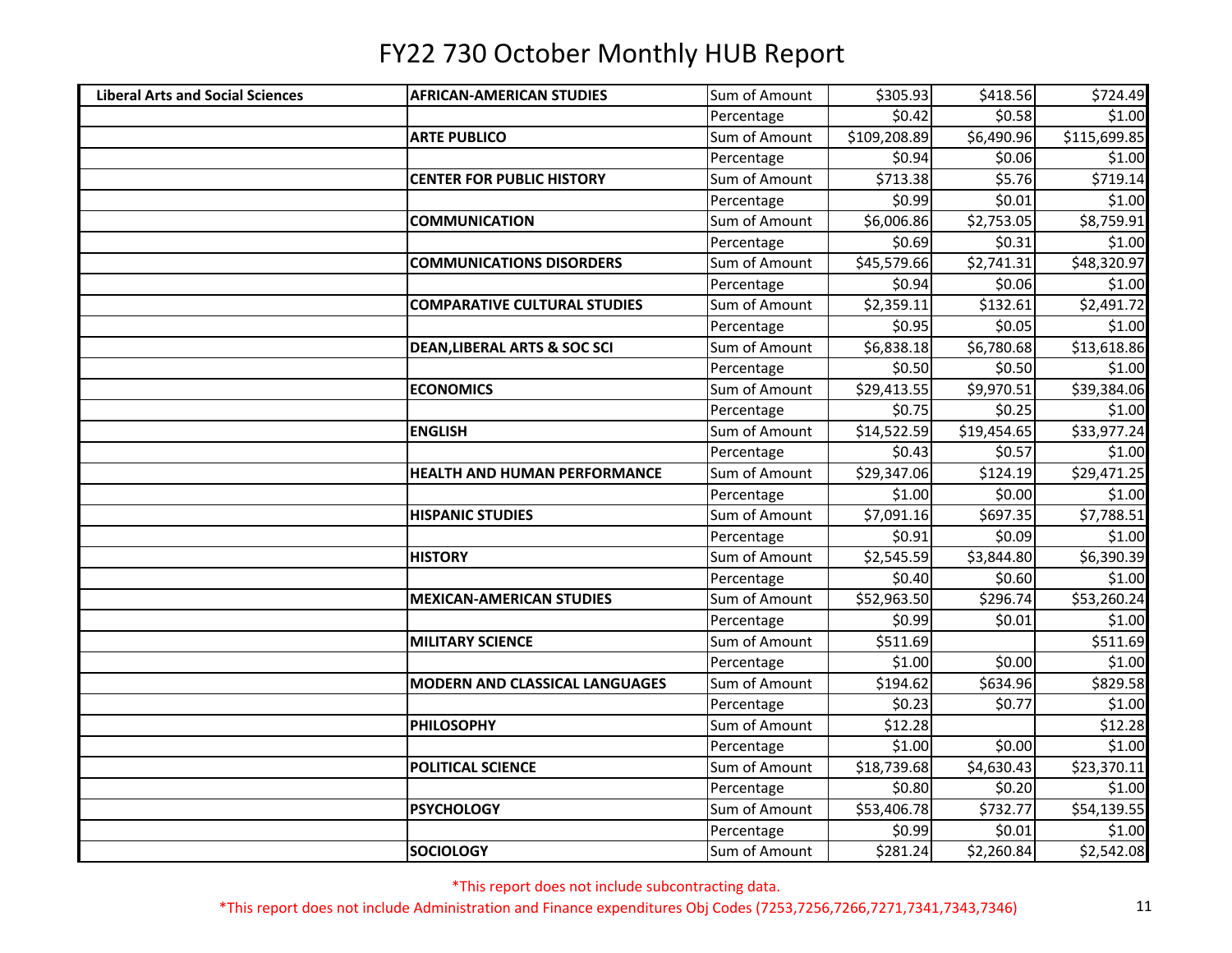# FY22 730 October Monthly HUB Report

| | | | | | |
|---|---|---|---|---|---|
| **Liberal Arts and Social Sciences** | **AFRICAN-AMERICAN STUDIES** | Sum of Amount | $305.93 | $418.56 | $724.49 |
| | | Percentage | $0.42 | $0.58 | $1.00 |
| | **ARTE PUBLICO** | Sum of Amount | $109,208.89 | $6,490.96 | $115,699.85 |
| | | Percentage | $0.94 | $0.06 | $1.00 |
| | **CENTER FOR PUBLIC HISTORY** | Sum of Amount | $713.38 | $5.76 | $719.14 |
| | | Percentage | $0.99 | $0.01 | $1.00 |
| | **COMMUNICATION** | Sum of Amount | $6,006.86 | $2,753.05 | $8,759.91 |
| | | Percentage | $0.69 | $0.31 | $1.00 |
| | **COMMUNICATIONS DISORDERS** | Sum of Amount | $45,579.66 | $2,741.31 | $48,320.97 |
| | | Percentage | $0.94 | $0.06 | $1.00 |
| | **COMPARATIVE CULTURAL STUDIES** | Sum of Amount | $2,359.11 | $132.61 | $2,491.72 |
| | | Percentage | $0.95 | $0.05 | $1.00 |
| | **DEAN,LIBERAL ARTS & SOC SCI** | Sum of Amount | $6,838.18 | $6,780.68 | $13,618.86 |
| | | Percentage | $0.50 | $0.50 | $1.00 |
| | **ECONOMICS** | Sum of Amount | $29,413.55 | $9,970.51 | $39,384.06 |
| | | Percentage | $0.75 | $0.25 | $1.00 |
| | **ENGLISH** | Sum of Amount | $14,522.59 | $19,454.65 | $33,977.24 |
| | | Percentage | $0.43 | $0.57 | $1.00 |
| | **HEALTH AND HUMAN PERFORMANCE** | Sum of Amount | $29,347.06 | $124.19 | $29,471.25 |
| | | Percentage | $1.00 | $0.00 | $1.00 |
| | **HISPANIC STUDIES** | Sum of Amount | $7,091.16 | $697.35 | $7,788.51 |
| | | Percentage | $0.91 | $0.09 | $1.00 |
| | **HISTORY** | Sum of Amount | $2,545.59 | $3,844.80 | $6,390.39 |
| | | Percentage | $0.40 | $0.60 | $1.00 |
| | **MEXICAN-AMERICAN STUDIES** | Sum of Amount | $52,963.50 | $296.74 | $53,260.24 |
| | | Percentage | $0.99 | $0.01 | $1.00 |
| | **MILITARY SCIENCE** | Sum of Amount | $511.69 | | $511.69 |
| | | Percentage | $1.00 | $0.00 | $1.00 |
| | **MODERN AND CLASSICAL LANGUAGES** | Sum of Amount | $194.62 | $634.96 | $829.58 |
| | | Percentage | $0.23 | $0.77 | $1.00 |
| | **PHILOSOPHY** | Sum of Amount | $12.28 | | $12.28 |
| | | Percentage | $1.00 | $0.00 | $1.00 |
| | **POLITICAL SCIENCE** | Sum of Amount | $18,739.68 | $4,630.43 | $23,370.11 |
| | | Percentage | $0.80 | $0.20 | $1.00 |
| | **PSYCHOLOGY** | Sum of Amount | $53,406.78 | $732.77 | $54,139.55 |
| | | Percentage | $0.99 | $0.01 | $1.00 |
| | **SOCIOLOGY** | Sum of Amount | $281.24 | $2,260.84 | $2,542.08 |

*This report does not include subcontracting data.

*This report does not include Administration and Finance expenditures Obj Codes (7253,7256,7266,7271,7341,7343,7346)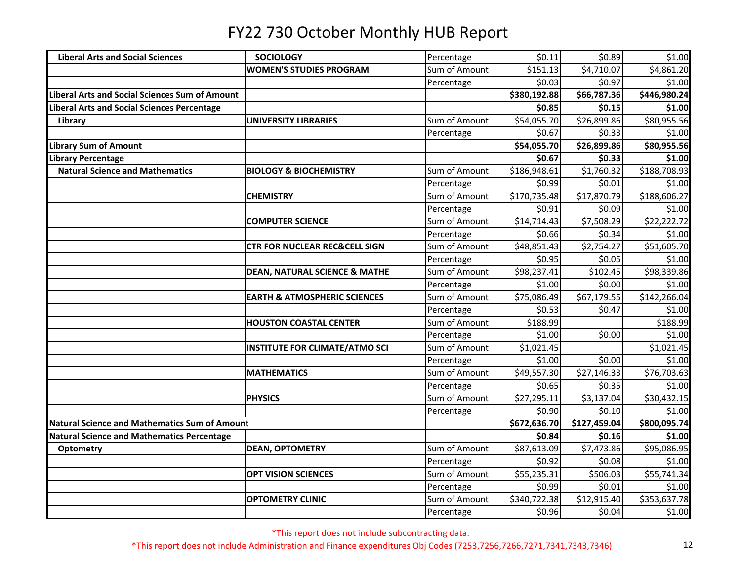# FY22 730 October Monthly HUB Report

| | | | | | |
|---|---|---|---|---|---|
| **Liberal Arts and Social Sciences** | **SOCIOLOGY** | Percentage | $0.11 | $0.89 | $1.00 |
| | **WOMEN'S STUDIES PROGRAM** | Sum of Amount | $151.13 | $4,710.07 | $4,861.20 |
| | | Percentage | $0.03 | $0.97 | $1.00 |
| **Liberal Arts and Social Sciences Sum of Amount** | | | **$380,192.88** | **$66,787.36** | **$446,980.24** |
| **Liberal Arts and Social Sciences Percentage** | | | **$0.85** | **$0.15** | **$1.00** |
| **Library** | **UNIVERSITY LIBRARIES** | Sum of Amount | $54,055.70 | $26,899.86 | $80,955.56 |
| | | Percentage | $0.67 | $0.33 | $1.00 |
| **Library Sum of Amount** | | | **$54,055.70** | **$26,899.86** | **$80,955.56** |
| **Library Percentage** | | | **$0.67** | **$0.33** | **$1.00** |
| **Natural Science and Mathematics** | **BIOLOGY & BIOCHEMISTRY** | Sum of Amount | $186,948.61 | $1,760.32 | $188,708.93 |
| | | Percentage | $0.99 | $0.01 | $1.00 |
| | **CHEMISTRY** | Sum of Amount | $170,735.48 | $17,870.79 | $188,606.27 |
| | | Percentage | $0.91 | $0.09 | $1.00 |
| | **COMPUTER SCIENCE** | Sum of Amount | $14,714.43 | $7,508.29 | $22,222.72 |
| | | Percentage | $0.66 | $0.34 | $1.00 |
| | **CTR FOR NUCLEAR REC&CELL SIGN** | Sum of Amount | $48,851.43 | $2,754.27 | $51,605.70 |
| | | Percentage | $0.95 | $0.05 | $1.00 |
| | **DEAN, NATURAL SCIENCE & MATHE** | Sum of Amount | $98,237.41 | $102.45 | $98,339.86 |
| | | Percentage | $1.00 | $0.00 | $1.00 |
| | **EARTH & ATMOSPHERIC SCIENCES** | Sum of Amount | $75,086.49 | $67,179.55 | $142,266.04 |
| | | Percentage | $0.53 | $0.47 | $1.00 |
| | **HOUSTON COASTAL CENTER** | Sum of Amount | $188.99 | | $188.99 |
| | | Percentage | $1.00 | $0.00 | $1.00 |
| | **INSTITUTE FOR CLIMATE/ATMO SCI** | Sum of Amount | $1,021.45 | | $1,021.45 |
| | | Percentage | $1.00 | $0.00 | $1.00 |
| | **MATHEMATICS** | Sum of Amount | $49,557.30 | $27,146.33 | $76,703.63 |
| | | Percentage | $0.65 | $0.35 | $1.00 |
| | **PHYSICS** | Sum of Amount | $27,295.11 | $3,137.04 | $30,432.15 |
| | | Percentage | $0.90 | $0.10 | $1.00 |
| **Natural Science and Mathematics Sum of Amount** | | | **$672,636.70** | **$127,459.04** | **$800,095.74** |
| **Natural Science and Mathematics Percentage** | | | **$0.84** | **$0.16** | **$1.00** |
| **Optometry** | **DEAN, OPTOMETRY** | Sum of Amount | $87,613.09 | $7,473.86 | $95,086.95 |
| | | Percentage | $0.92 | $0.08 | $1.00 |
| | **OPT VISION SCIENCES** | Sum of Amount | $55,235.31 | $506.03 | $55,741.34 |
| | | Percentage | $0.99 | $0.01 | $1.00 |
| | **OPTOMETRY CLINIC** | Sum of Amount | $340,722.38 | $12,915.40 | $353,637.78 |
| | | Percentage | $0.96 | $0.04 | $1.00 |

*This report does not include subcontracting data.

*This report does not include Administration and Finance expenditures Obj Codes (7253,7256,7266,7271,7341,7343,7346)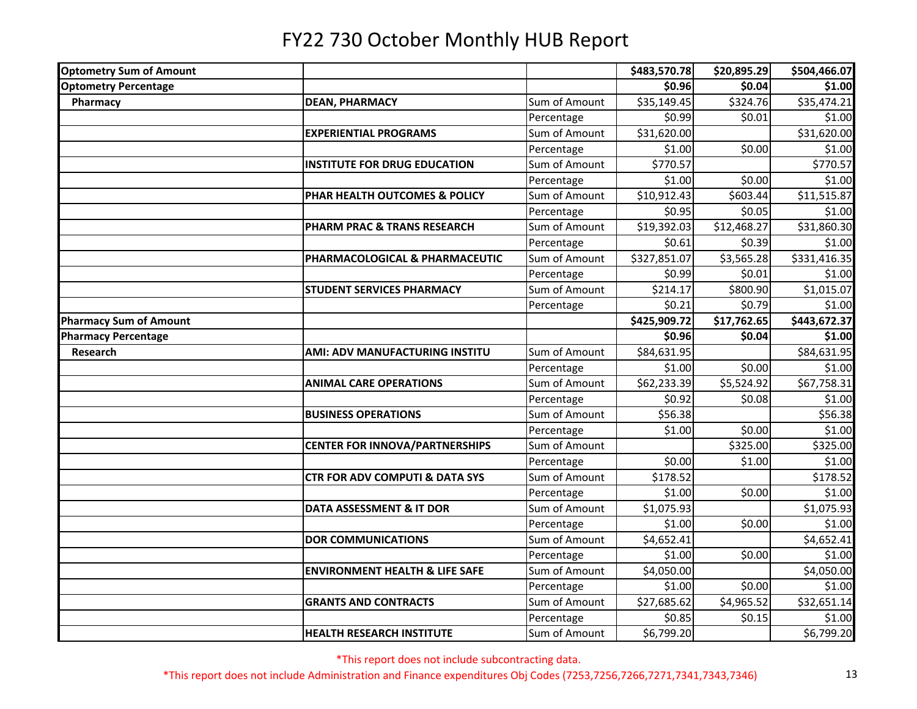# FY22 730 October Monthly HUB Report

| | | | | | |
|---|---|---|---|---|---|
| **Optometry Sum of Amount** | | | **$483,570.78** | **$20,895.29** | **$504,466.07** |
| **Optometry Percentage** | | | **$0.96** | **$0.04** | **$1.00** |
| **Pharmacy** | **DEAN, PHARMACY** | Sum of Amount | $35,149.45 | $324.76 | $35,474.21 |
| | | Percentage | $0.99 | $0.01 | $1.00 |
| | **EXPERIENTIAL PROGRAMS** | Sum of Amount | $31,620.00 | | $31,620.00 |
| | | Percentage | $1.00 | $0.00 | $1.00 |
| | **INSTITUTE FOR DRUG EDUCATION** | Sum of Amount | $770.57 | | $770.57 |
| | | Percentage | $1.00 | $0.00 | $1.00 |
| | **PHAR HEALTH OUTCOMES & POLICY** | Sum of Amount | $10,912.43 | $603.44 | $11,515.87 |
| | | Percentage | $0.95 | $0.05 | $1.00 |
| | **PHARM PRAC & TRANS RESEARCH** | Sum of Amount | $19,392.03 | $12,468.27 | $31,860.30 |
| | | Percentage | $0.61 | $0.39 | $1.00 |
| | **PHARMACOLOGICAL & PHARMACEUTIC** | Sum of Amount | $327,851.07 | $3,565.28 | $331,416.35 |
| | | Percentage | $0.99 | $0.01 | $1.00 |
| | **STUDENT SERVICES PHARMACY** | Sum of Amount | $214.17 | $800.90 | $1,015.07 |
| | | Percentage | $0.21 | $0.79 | $1.00 |
| **Pharmacy Sum of Amount** | | | **$425,909.72** | **$17,762.65** | **$443,672.37** |
| **Pharmacy Percentage** | | | **$0.96** | **$0.04** | **$1.00** |
| **Research** | **AMI: ADV MANUFACTURING INSTITU** | Sum of Amount | $84,631.95 | | $84,631.95 |
| | | Percentage | $1.00 | $0.00 | $1.00 |
| | **ANIMAL CARE OPERATIONS** | Sum of Amount | $62,233.39 | $5,524.92 | $67,758.31 |
| | | Percentage | $0.92 | $0.08 | $1.00 |
| | **BUSINESS OPERATIONS** | Sum of Amount | $56.38 | | $56.38 |
| | | Percentage | $1.00 | $0.00 | $1.00 |
| | **CENTER FOR INNOVA/PARTNERSHIPS** | Sum of Amount | | $325.00 | $325.00 |
| | | Percentage | $0.00 | $1.00 | $1.00 |
| | **CTR FOR ADV COMPUTI & DATA SYS** | Sum of Amount | $178.52 | | $178.52 |
| | | Percentage | $1.00 | $0.00 | $1.00 |
| | **DATA ASSESSMENT & IT DOR** | Sum of Amount | $1,075.93 | | $1,075.93 |
| | | Percentage | $1.00 | $0.00 | $1.00 |
| | **DOR COMMUNICATIONS** | Sum of Amount | $4,652.41 | | $4,652.41 |
| | | Percentage | $1.00 | $0.00 | $1.00 |
| | **ENVIRONMENT HEALTH & LIFE SAFE** | Sum of Amount | $4,050.00 | | $4,050.00 |
| | | Percentage | $1.00 | $0.00 | $1.00 |
| | **GRANTS AND CONTRACTS** | Sum of Amount | $27,685.62 | $4,965.52 | $32,651.14 |
| | | Percentage | $0.85 | $0.15 | $1.00 |
| | **HEALTH RESEARCH INSTITUTE** | Sum of Amount | $6,799.20 | | $6,799.20 |

*This report does not include subcontracting data.

*This report does not include Administration and Finance expenditures Obj Codes (7253,7256,7266,7271,7341,7343,7346)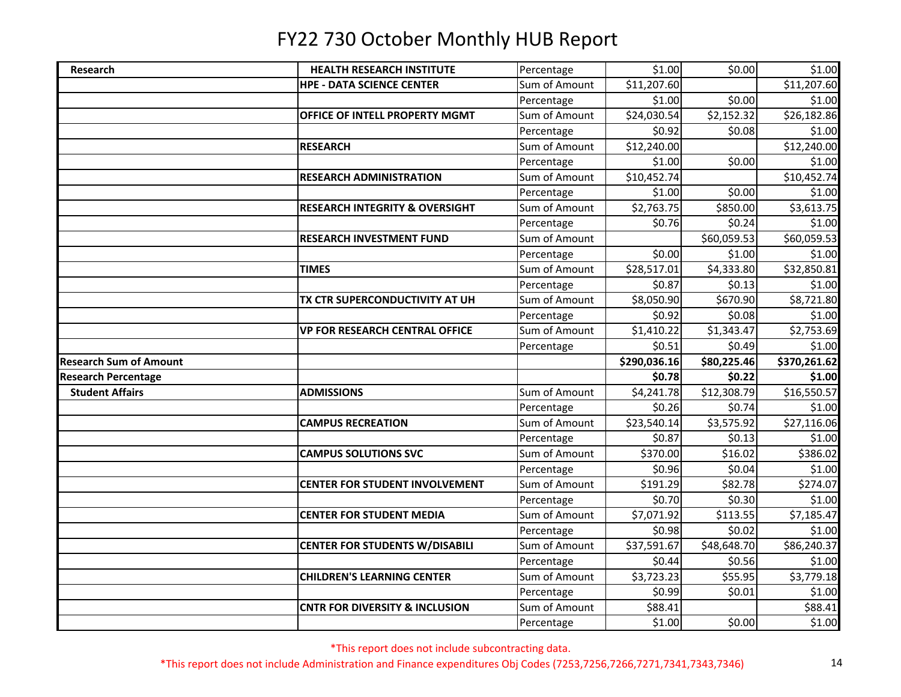# FY22 730 October Monthly HUB Report

| | | | | | |
|---|---|---|---|---|---|
| **Research** | **HEALTH RESEARCH INSTITUTE** | Percentage | $1.00 | $0.00 | $1.00 |
| | **HPE - DATA SCIENCE CENTER** | Sum of Amount | $11,207.60 | | $11,207.60 |
| | | Percentage | $1.00 | $0.00 | $1.00 |
| | **OFFICE OF INTELL PROPERTY MGMT** | Sum of Amount | $24,030.54 | $2,152.32 | $26,182.86 |
| | | Percentage | $0.92 | $0.08 | $1.00 |
| | **RESEARCH** | Sum of Amount | $12,240.00 | | $12,240.00 |
| | | Percentage | $1.00 | $0.00 | $1.00 |
| | **RESEARCH ADMINISTRATION** | Sum of Amount | $10,452.74 | | $10,452.74 |
| | | Percentage | $1.00 | $0.00 | $1.00 |
| | **RESEARCH INTEGRITY & OVERSIGHT** | Sum of Amount | $2,763.75 | $850.00 | $3,613.75 |
| | | Percentage | $0.76 | $0.24 | $1.00 |
| | **RESEARCH INVESTMENT FUND** | Sum of Amount | | $60,059.53 | $60,059.53 |
| | | Percentage | $0.00 | $1.00 | $1.00 |
| | **TIMES** | Sum of Amount | $28,517.01 | $4,333.80 | $32,850.81 |
| | | Percentage | $0.87 | $0.13 | $1.00 |
| | **TX CTR SUPERCONDUCTIVITY AT UH** | Sum of Amount | $8,050.90 | $670.90 | $8,721.80 |
| | | Percentage | $0.92 | $0.08 | $1.00 |
| | **VP FOR RESEARCH CENTRAL OFFICE** | Sum of Amount | $1,410.22 | $1,343.47 | $2,753.69 |
| | | Percentage | $0.51 | $0.49 | $1.00 |
| **Research Sum of Amount** | | | **$290,036.16** | **$80,225.46** | **$370,261.62** |
| **Research Percentage** | | | **$0.78** | **$0.22** | **$1.00** |
| **Student Affairs** | **ADMISSIONS** | Sum of Amount | $4,241.78 | $12,308.79 | $16,550.57 |
| | | Percentage | $0.26 | $0.74 | $1.00 |
| | **CAMPUS RECREATION** | Sum of Amount | $23,540.14 | $3,575.92 | $27,116.06 |
| | | Percentage | $0.87 | $0.13 | $1.00 |
| | **CAMPUS SOLUTIONS SVC** | Sum of Amount | $370.00 | $16.02 | $386.02 |
| | | Percentage | $0.96 | $0.04 | $1.00 |
| | **CENTER FOR STUDENT INVOLVEMENT** | Sum of Amount | $191.29 | $82.78 | $274.07 |
| | | Percentage | $0.70 | $0.30 | $1.00 |
| | **CENTER FOR STUDENT MEDIA** | Sum of Amount | $7,071.92 | $113.55 | $7,185.47 |
| | | Percentage | $0.98 | $0.02 | $1.00 |
| | **CENTER FOR STUDENTS W/DISABILI** | Sum of Amount | $37,591.67 | $48,648.70 | $86,240.37 |
| | | Percentage | $0.44 | $0.56 | $1.00 |
| | **CHILDREN'S LEARNING CENTER** | Sum of Amount | $3,723.23 | $55.95 | $3,779.18 |
| | | Percentage | $0.99 | $0.01 | $1.00 |
| | **CNTR FOR DIVERSITY & INCLUSION** | Sum of Amount | $88.41 | | $88.41 |
| | | Percentage | $1.00 | $0.00 | $1.00 |

*This report does not include subcontracting data.

*This report does not include Administration and Finance expenditures Obj Codes (7253,7256,7266,7271,7341,7343,7346)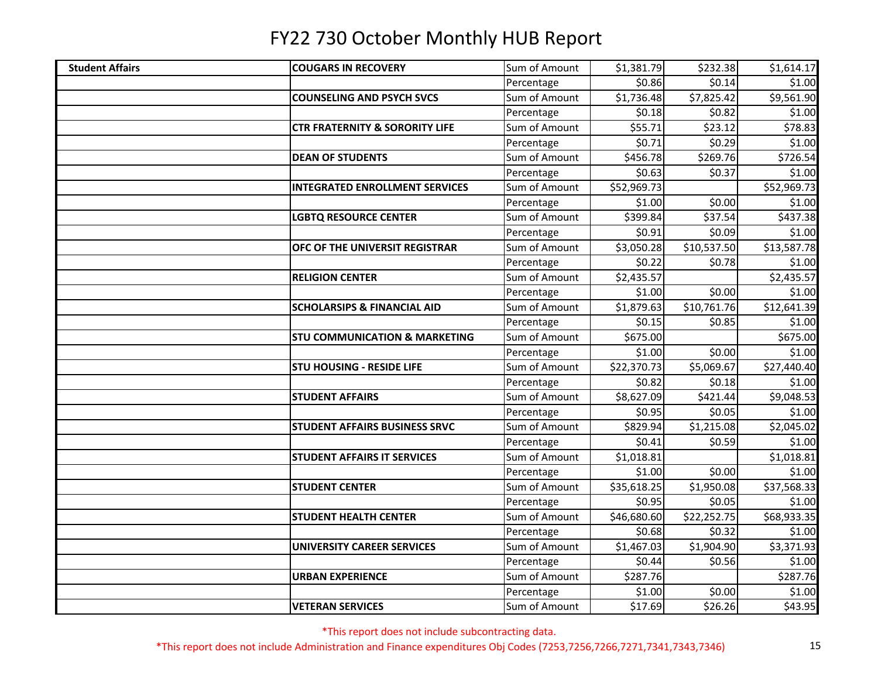# FY22 730 October Monthly HUB Report

| | | | | | |
|---|---|---|---|---|---|
| **Student Affairs** | **COUGARS IN RECOVERY** | Sum of Amount | $1,381.79 | $232.38 | $1,614.17 |
| | | Percentage | $0.86 | $0.14 | $1.00 |
| | **COUNSELING AND PSYCH SVCS** | Sum of Amount | $1,736.48 | $7,825.42 | $9,561.90 |
| | | Percentage | $0.18 | $0.82 | $1.00 |
| | **CTR FRATERNITY & SORORITY LIFE** | Sum of Amount | $55.71 | $23.12 | $78.83 |
| | | Percentage | $0.71 | $0.29 | $1.00 |
| | **DEAN OF STUDENTS** | Sum of Amount | $456.78 | $269.76 | $726.54 |
| | | Percentage | $0.63 | $0.37 | $1.00 |
| | **INTEGRATED ENROLLMENT SERVICES** | Sum of Amount | $52,969.73 | | $52,969.73 |
| | | Percentage | $1.00 | $0.00 | $1.00 |
| | **LGBTQ RESOURCE CENTER** | Sum of Amount | $399.84 | $37.54 | $437.38 |
| | | Percentage | $0.91 | $0.09 | $1.00 |
| | **OFC OF THE UNIVERSIT REGISTRAR** | Sum of Amount | $3,050.28 | $10,537.50 | $13,587.78 |
| | | Percentage | $0.22 | $0.78 | $1.00 |
| | **RELIGION CENTER** | Sum of Amount | $2,435.57 | | $2,435.57 |
| | | Percentage | $1.00 | $0.00 | $1.00 |
| | **SCHOLARSIPS & FINANCIAL AID** | Sum of Amount | $1,879.63 | $10,761.76 | $12,641.39 |
| | | Percentage | $0.15 | $0.85 | $1.00 |
| | **STU COMMUNICATION & MARKETING** | Sum of Amount | $675.00 | | $675.00 |
| | | Percentage | $1.00 | $0.00 | $1.00 |
| | **STU HOUSING - RESIDE LIFE** | Sum of Amount | $22,370.73 | $5,069.67 | $27,440.40 |
| | | Percentage | $0.82 | $0.18 | $1.00 |
| | **STUDENT AFFAIRS** | Sum of Amount | $8,627.09 | $421.44 | $9,048.53 |
| | | Percentage | $0.95 | $0.05 | $1.00 |
| | **STUDENT AFFAIRS BUSINESS SRVC** | Sum of Amount | $829.94 | $1,215.08 | $2,045.02 |
| | | Percentage | $0.41 | $0.59 | $1.00 |
| | **STUDENT AFFAIRS IT SERVICES** | Sum of Amount | $1,018.81 | | $1,018.81 |
| | | Percentage | $1.00 | $0.00 | $1.00 |
| | **STUDENT CENTER** | Sum of Amount | $35,618.25 | $1,950.08 | $37,568.33 |
| | | Percentage | $0.95 | $0.05 | $1.00 |
| | **STUDENT HEALTH CENTER** | Sum of Amount | $46,680.60 | $22,252.75 | $68,933.35 |
| | | Percentage | $0.68 | $0.32 | $1.00 |
| | **UNIVERSITY CAREER SERVICES** | Sum of Amount | $1,467.03 | $1,904.90 | $3,371.93 |
| | | Percentage | $0.44 | $0.56 | $1.00 |
| | **URBAN EXPERIENCE** | Sum of Amount | $287.76 | | $287.76 |
| | | Percentage | $1.00 | $0.00 | $1.00 |
| | **VETERAN SERVICES** | Sum of Amount | $17.69 | $26.26 | $43.95 |

*This report does not include subcontracting data.

*This report does not include Administration and Finance expenditures Obj Codes (7253,7256,7266,7271,7341,7343,7346)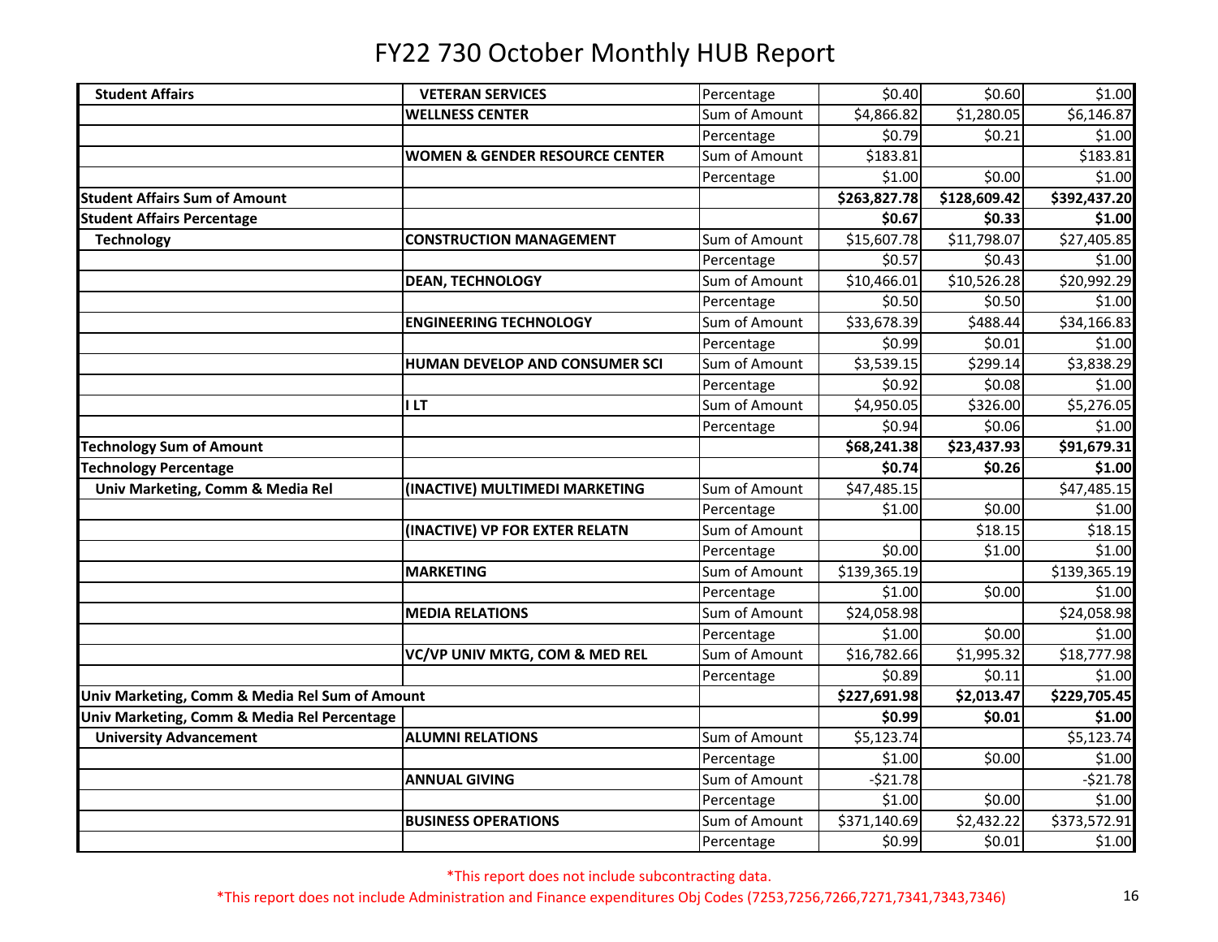# FY22 730 October Monthly HUB Report

| | | | | | |
|---|---|---|---|---|---|
| **Student Affairs** | **VETERAN SERVICES** | Percentage | $0.40 | $0.60 | $1.00 |
| | **WELLNESS CENTER** | Sum of Amount | $4,866.82 | $1,280.05 | $6,146.87 |
| | | Percentage | $0.79 | $0.21 | $1.00 |
| | **WOMEN & GENDER RESOURCE CENTER** | Sum of Amount | $183.81 | | $183.81 |
| | | Percentage | $1.00 | $0.00 | $1.00 |
| **Student Affairs Sum of Amount** | | | **$263,827.78** | **$128,609.42** | **$392,437.20** |
| **Student Affairs Percentage** | | | **$0.67** | **$0.33** | **$1.00** |
| **Technology** | **CONSTRUCTION MANAGEMENT** | Sum of Amount | $15,607.78 | $11,798.07 | $27,405.85 |
| | | Percentage | $0.57 | $0.43 | $1.00 |
| | **DEAN, TECHNOLOGY** | Sum of Amount | $10,466.01 | $10,526.28 | $20,992.29 |
| | | Percentage | $0.50 | $0.50 | $1.00 |
| | **ENGINEERING TECHNOLOGY** | Sum of Amount | $33,678.39 | $488.44 | $34,166.83 |
| | | Percentage | $0.99 | $0.01 | $1.00 |
| | **HUMAN DEVELOP AND CONSUMER SCI** | Sum of Amount | $3,539.15 | $299.14 | $3,838.29 |
| | | Percentage | $0.92 | $0.08 | $1.00 |
| | **I LT** | Sum of Amount | $4,950.05 | $326.00 | $5,276.05 |
| | | Percentage | $0.94 | $0.06 | $1.00 |
| **Technology Sum of Amount** | | | **$68,241.38** | **$23,437.93** | **$91,679.31** |
| **Technology Percentage** | | | **$0.74** | **$0.26** | **$1.00** |
| **Univ Marketing, Comm & Media Rel** | **(INACTIVE) MULTIMEDI MARKETING** | Sum of Amount | $47,485.15 | | $47,485.15 |
| | | Percentage | $1.00 | $0.00 | $1.00 |
| | **(INACTIVE) VP FOR EXTER RELATN** | Sum of Amount | | $18.15 | $18.15 |
| | | Percentage | $0.00 | $1.00 | $1.00 |
| | **MARKETING** | Sum of Amount | $139,365.19 | | $139,365.19 |
| | | Percentage | $1.00 | $0.00 | $1.00 |
| | **MEDIA RELATIONS** | Sum of Amount | $24,058.98 | | $24,058.98 |
| | | Percentage | $1.00 | $0.00 | $1.00 |
| | **VC/VP UNIV MKTG, COM & MED REL** | Sum of Amount | $16,782.66 | $1,995.32 | $18,777.98 |
| | | Percentage | $0.89 | $0.11 | $1.00 |
| **Univ Marketing, Comm & Media Rel Sum of Amount** | | | **$227,691.98** | **$2,013.47** | **$229,705.45** |
| **Univ Marketing, Comm & Media Rel Percentage** | | | **$0.99** | **$0.01** | **$1.00** |
| **University Advancement** | **ALUMNI RELATIONS** | Sum of Amount | $5,123.74 | | $5,123.74 |
| | | Percentage | $1.00 | $0.00 | $1.00 |
| | **ANNUAL GIVING** | Sum of Amount | -$21.78 | | -$21.78 |
| | | Percentage | $1.00 | $0.00 | $1.00 |
| | **BUSINESS OPERATIONS** | Sum of Amount | $371,140.69 | $2,432.22 | $373,572.91 |
| | | Percentage | $0.99 | $0.01 | $1.00 |

*This report does not include subcontracting data.

*This report does not include Administration and Finance expenditures Obj Codes (7253,7256,7266,7271,7341,7343,7346)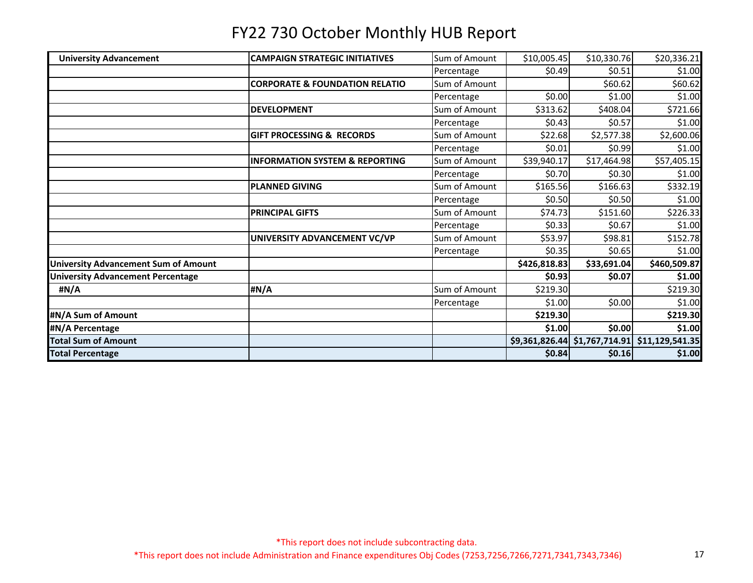# FY22 730 October Monthly HUB Report

| | | | | | |
|---|---|---|---|---|---|
| **University Advancement** | **CAMPAIGN STRATEGIC INITIATIVES** | Sum of Amount | $10,005.45 | $10,330.76 | $20,336.21 |
| | | Percentage | $0.49 | $0.51 | $1.00 |
| | **CORPORATE & FOUNDATION RELATIO** | Sum of Amount | | $60.62 | $60.62 |
| | | Percentage | $0.00 | $1.00 | $1.00 |
| | **DEVELOPMENT** | Sum of Amount | $313.62 | $408.04 | $721.66 |
| | | Percentage | $0.43 | $0.57 | $1.00 |
| | **GIFT PROCESSING & RECORDS** | Sum of Amount | $22.68 | $2,577.38 | $2,600.06 |
| | | Percentage | $0.01 | $0.99 | $1.00 |
| | **INFORMATION SYSTEM & REPORTING** | Sum of Amount | $39,940.17 | $17,464.98 | $57,405.15 |
| | | Percentage | $0.70 | $0.30 | $1.00 |
| | **PLANNED GIVING** | Sum of Amount | $165.56 | $166.63 | $332.19 |
| | | Percentage | $0.50 | $0.50 | $1.00 |
| | **PRINCIPAL GIFTS** | Sum of Amount | $74.73 | $151.60 | $226.33 |
| | | Percentage | $0.33 | $0.67 | $1.00 |
| | **UNIVERSITY ADVANCEMENT VC/VP** | Sum of Amount | $53.97 | $98.81 | $152.78 |
| | | Percentage | $0.35 | $0.65 | $1.00 |
| **University Advancement Sum of Amount** | | | **$426,818.83** | **$33,691.04** | **$460,509.87** |
| **University Advancement Percentage** | | | **$0.93** | **$0.07** | **$1.00** |
| **#N/A** | **#N/A** | Sum of Amount | $219.30 | | $219.30 |
| | | Percentage | $1.00 | $0.00 | $1.00 |
| **#N/A Sum of Amount** | | | **$219.30** | | **$219.30** |
| **#N/A Percentage** | | | **$1.00** | **$0.00** | **$1.00** |
| **Total Sum of Amount** | | | **$9,361,826.44** | **$1,767,714.91** | **$11,129,541.35** |
| **Total Percentage** | | | **$0.84** | **$0.16** | **$1.00** |

*This report does not include subcontracting data.

*This report does not include Administration and Finance expenditures Obj Codes (7253,7256,7266,7271,7341,7343,7346)